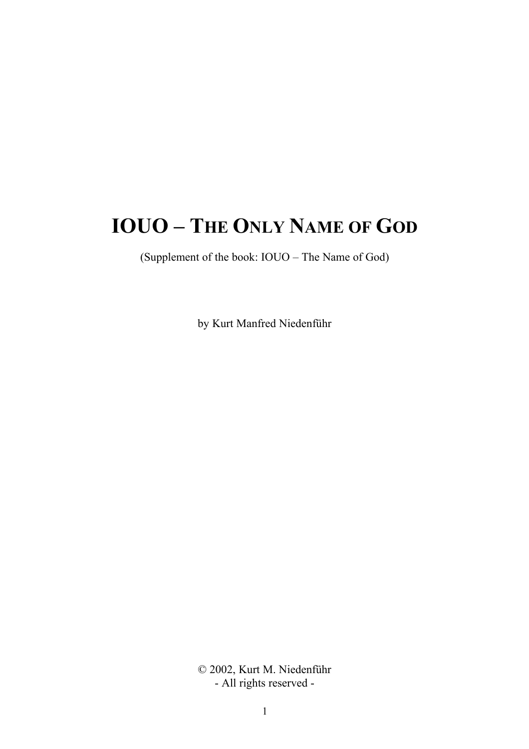# IOUO – The Only Name of God

(Supplement of the book: IOUO – The Name of God)

by Kurt Manfred Niedenführ

© 2002, Kurt M. Niedenführ
- All rights reserved -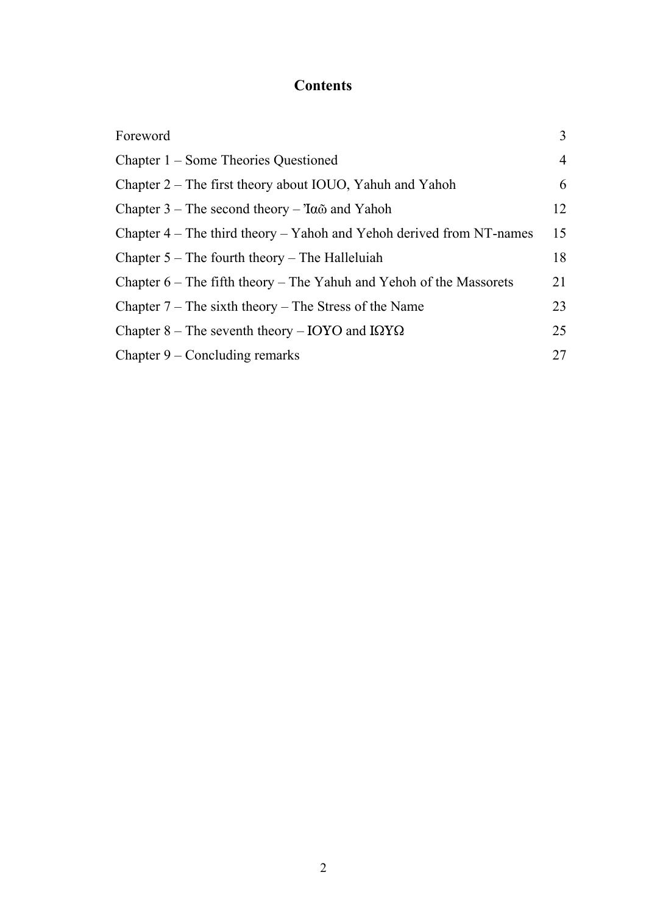# Contents

| | |
|---|---|
| Foreword | 3 |
| Chapter 1 – Some Theories Questioned | 4 |
| Chapter 2 – The first theory about IOUO, Yahuh and Yahoh | 6 |
| Chapter 3 – The second theory – Ἰαῶ and Yahoh | 12 |
| Chapter 4 – The third theory – Yahoh and Yehoh derived from NT-names | 15 |
| Chapter 5 – The fourth theory – The Halleluiah | 18 |
| Chapter 6 – The fifth theory – The Yahuh and Yehoh of the Massorets | 21 |
| Chapter 7 – The sixth theory – The Stress of the Name | 23 |
| Chapter 8 – The seventh theory – IOYO and IΩYΩ | 25 |
| Chapter 9 – Concluding remarks | 27 |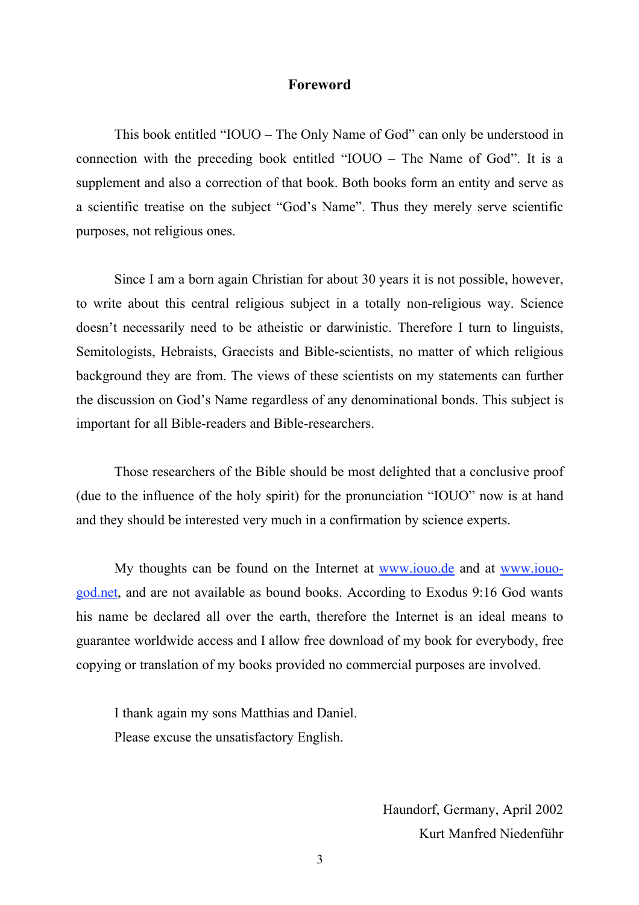## Foreword

This book entitled "IOUO – The Only Name of God" can only be understood in connection with the preceding book entitled "IOUO – The Name of God". It is a supplement and also a correction of that book. Both books form an entity and serve as a scientific treatise on the subject "God's Name". Thus they merely serve scientific purposes, not religious ones.

Since I am a born again Christian for about 30 years it is not possible, however, to write about this central religious subject in a totally non-religious way. Science doesn't necessarily need to be atheistic or darwinistic. Therefore I turn to linguists, Semitologists, Hebraists, Graecists and Bible-scientists, no matter of which religious background they are from. The views of these scientists on my statements can further the discussion on God's Name regardless of any denominational bonds. This subject is important for all Bible-readers and Bible-researchers.

Those researchers of the Bible should be most delighted that a conclusive proof (due to the influence of the holy spirit) for the pronunciation "IOUO" now is at hand and they should be interested very much in a confirmation by science experts.

My thoughts can be found on the Internet at [www.iouo.de](http://www.iouo.de) and at [www.iouo-god.net](http://www.iouo-god.net), and are not available as bound books. According to Exodus 9:16 God wants his name be declared all over the earth, therefore the Internet is an ideal means to guarantee worldwide access and I allow free download of my book for everybody, free copying or translation of my books provided no commercial purposes are involved.

I thank again my sons Matthias and Daniel.
Please excuse the unsatisfactory English.

Haundorf, Germany, April 2002
Kurt Manfred Niedenführ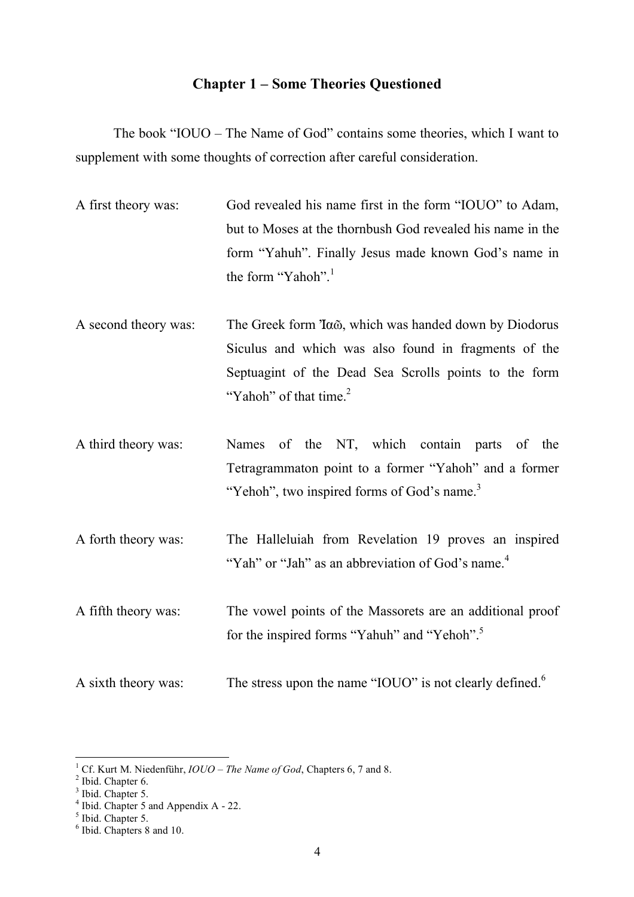## Chapter 1 – Some Theories Questioned

The book "IOUO – The Name of God" contains some theories, which I want to supplement with some thoughts of correction after careful consideration.

A first theory was: God revealed his name first in the form "IOUO" to Adam, but to Moses at the thornbush God revealed his name in the form "Yahuh". Finally Jesus made known God's name in the form "Yahoh".[1]

A second theory was: The Greek form Ἰαῶ, which was handed down by Diodorus Siculus and which was also found in fragments of the Septuagint of the Dead Sea Scrolls points to the form "Yahoh" of that time.[2]

A third theory was: Names of the NT, which contain parts of the Tetragrammaton point to a former "Yahoh" and a former "Yehoh", two inspired forms of God's name.[3]

A forth theory was: The Halleluiah from Revelation 19 proves an inspired "Yah" or "Jah" as an abbreviation of God's name.[4]

A fifth theory was: The vowel points of the Massorets are an additional proof for the inspired forms "Yahuh" and "Yehoh".[5]

A sixth theory was: The stress upon the name "IOUO" is not clearly defined.[6]

---

[1] Cf. Kurt M. Niedenführ, *IOUO – The Name of God*, Chapters 6, 7 and 8.
[2] Ibid. Chapter 6.
[3] Ibid. Chapter 5.
[4] Ibid. Chapter 5 and Appendix A - 22.
[5] Ibid. Chapter 5.
[6] Ibid. Chapters 8 and 10.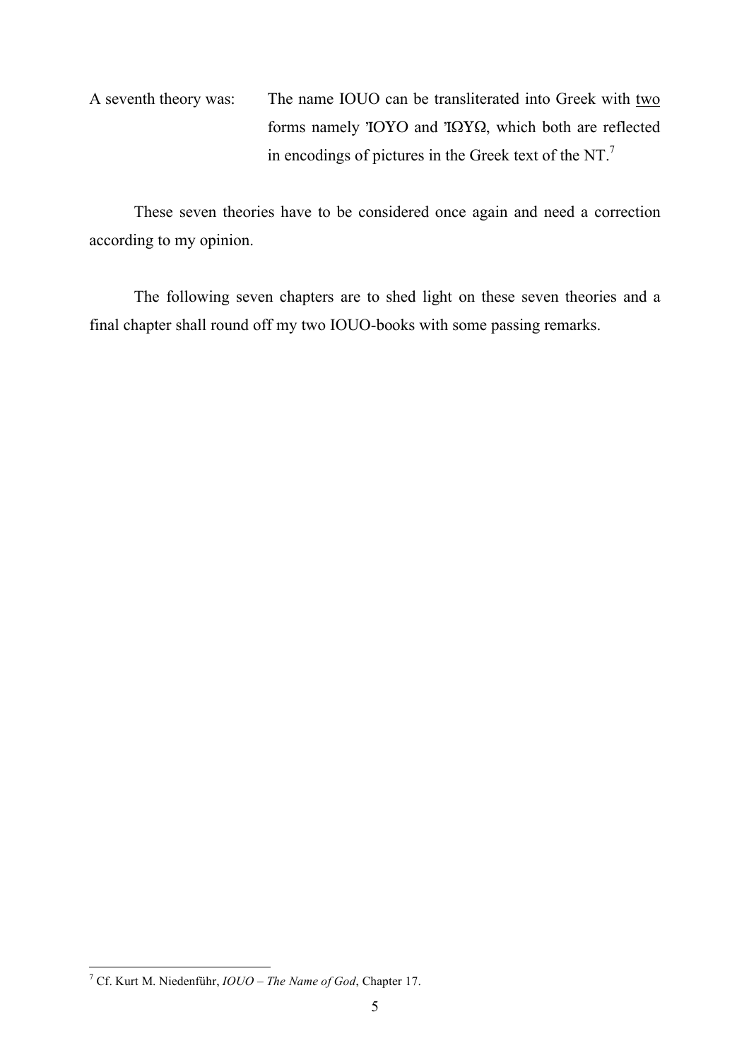A seventh theory was: The name IOUO can be transliterated into Greek with <u>two</u> forms namely ἸΟΥΟ and ἸΩΥΩ, which both are reflected in encodings of pictures in the Greek text of the NT.[7]

These seven theories have to be considered once again and need a correction according to my opinion.

The following seven chapters are to shed light on these seven theories and a final chapter shall round off my two IOUO-books with some passing remarks.

---

[7] Cf. Kurt M. Niedenführ, *IOUO – The Name of God*, Chapter 17.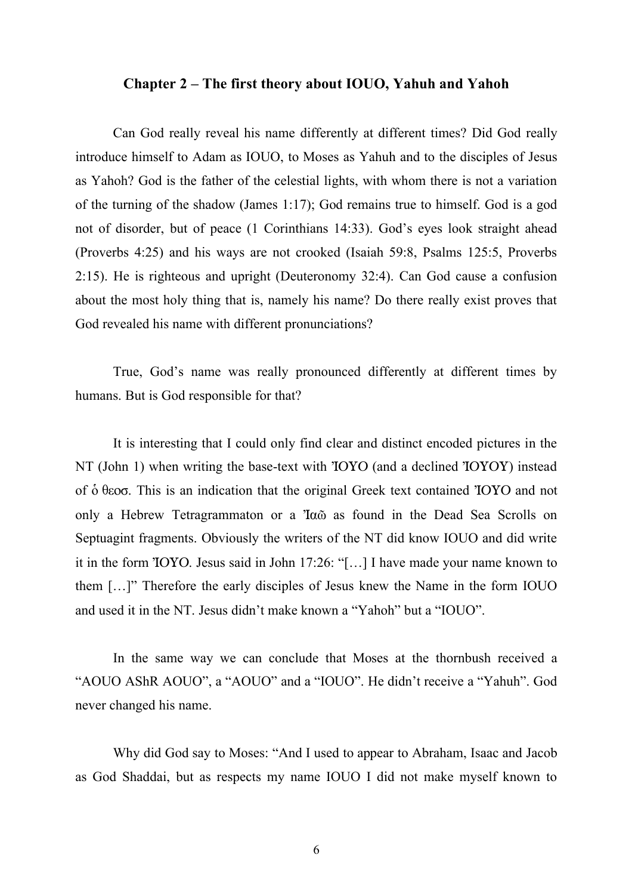## Chapter 2 – The first theory about IOUO, Yahuh and Yahoh

Can God really reveal his name differently at different times? Did God really introduce himself to Adam as IOUO, to Moses as Yahuh and to the disciples of Jesus as Yahoh? God is the father of the celestial lights, with whom there is not a variation of the turning of the shadow (James 1:17); God remains true to himself. God is a god not of disorder, but of peace (1 Corinthians 14:33). God's eyes look straight ahead (Proverbs 4:25) and his ways are not crooked (Isaiah 59:8, Psalms 125:5, Proverbs 2:15). He is righteous and upright (Deuteronomy 32:4). Can God cause a confusion about the most holy thing that is, namely his name? Do there really exist proves that God revealed his name with different pronunciations?

True, God's name was really pronounced differently at different times by humans. But is God responsible for that?

It is interesting that I could only find clear and distinct encoded pictures in the NT (John 1) when writing the base-text with Ἰ̓ΟΥΟ (and a declined Ἰ̓ΟΥΟΥ) instead of ὁ θεοσ. This is an indication that the original Greek text contained Ἰ̓ΟΥΟ and not only a Hebrew Tetragrammaton or a Ἰαῶ as found in the Dead Sea Scrolls on Septuagint fragments. Obviously the writers of the NT did know IOUO and did write it in the form Ἰ̓ΟΥΟ. Jesus said in John 17:26: "[…] I have made your name known to them […]" Therefore the early disciples of Jesus knew the Name in the form IOUO and used it in the NT. Jesus didn't make known a "Yahoh" but a "IOUO".

In the same way we can conclude that Moses at the thornbush received a "AOUO AShR AOUO", a "AOUO" and a "IOUO". He didn't receive a "Yahuh". God never changed his name.

Why did God say to Moses: "And I used to appear to Abraham, Isaac and Jacob as God Shaddai, but as respects my name IOUO I did not make myself known to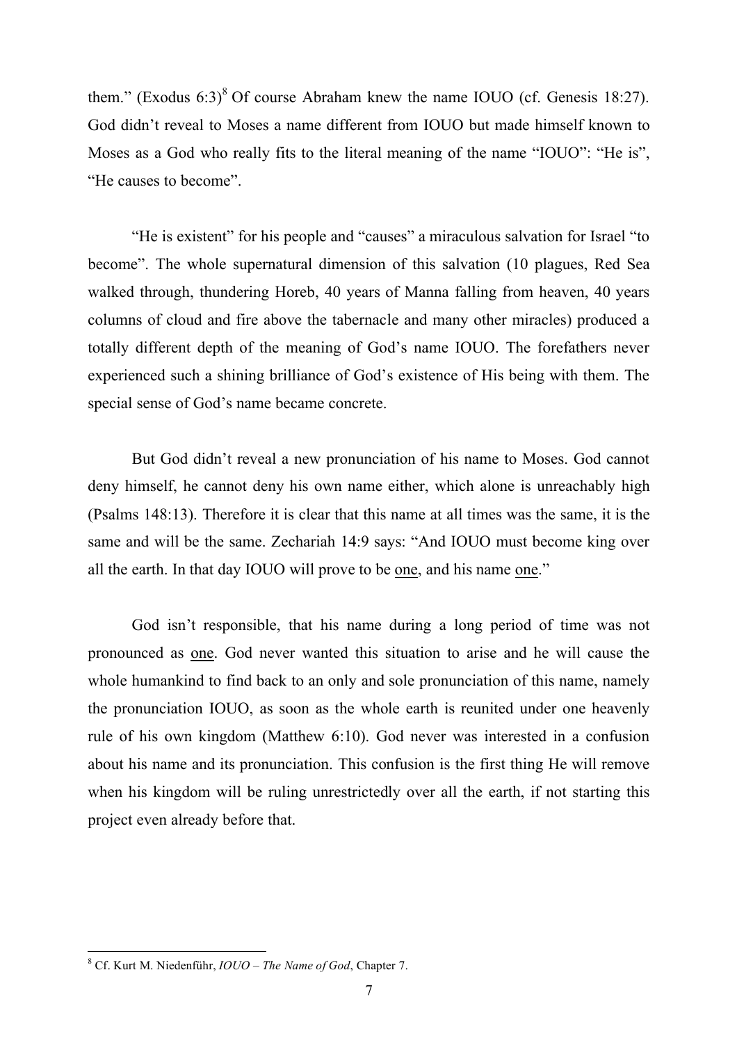them." (Exodus 6:3)[8] Of course Abraham knew the name IOUO (cf. Genesis 18:27). God didn't reveal to Moses a name different from IOUO but made himself known to Moses as a God who really fits to the literal meaning of the name "IOUO": "He is", "He causes to become".

"He is existent" for his people and "causes" a miraculous salvation for Israel "to become". The whole supernatural dimension of this salvation (10 plagues, Red Sea walked through, thundering Horeb, 40 years of Manna falling from heaven, 40 years columns of cloud and fire above the tabernacle and many other miracles) produced a totally different depth of the meaning of God's name IOUO. The forefathers never experienced such a shining brilliance of God's existence of His being with them. The special sense of God's name became concrete.

But God didn't reveal a new pronunciation of his name to Moses. God cannot deny himself, he cannot deny his own name either, which alone is unreachably high (Psalms 148:13). Therefore it is clear that this name at all times was the same, it is the same and will be the same. Zechariah 14:9 says: "And IOUO must become king over all the earth. In that day IOUO will prove to be <u>one</u>, and his name <u>one</u>."

God isn't responsible, that his name during a long period of time was not pronounced as <u>one</u>. God never wanted this situation to arise and he will cause the whole humankind to find back to an only and sole pronunciation of this name, namely the pronunciation IOUO, as soon as the whole earth is reunited under one heavenly rule of his own kingdom (Matthew 6:10). God never was interested in a confusion about his name and its pronunciation. This confusion is the first thing He will remove when his kingdom will be ruling unrestrictedly over all the earth, if not starting this project even already before that.

---

[8] Cf. Kurt M. Niedenführ, *IOUO – The Name of God*, Chapter 7.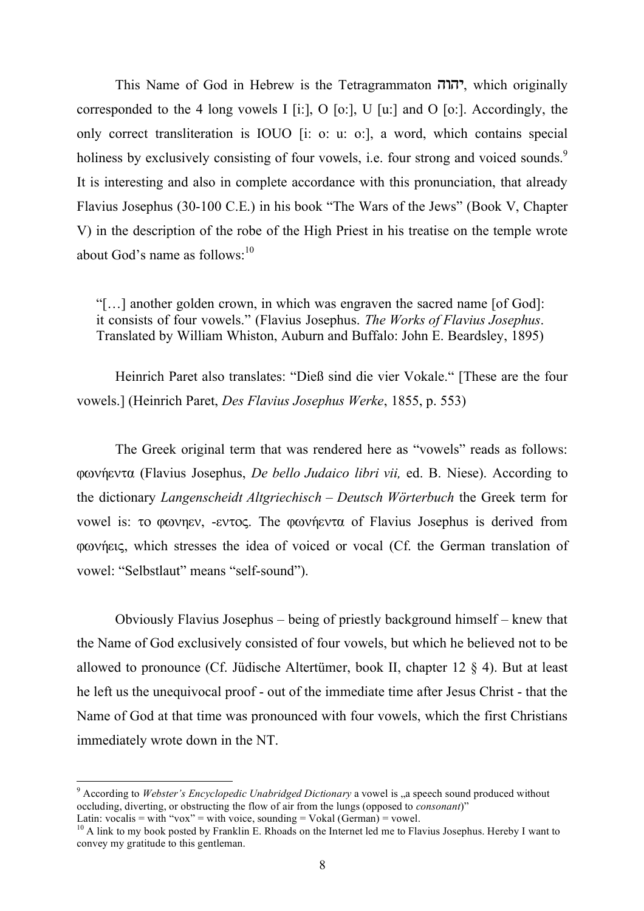This Name of God in Hebrew is the Tetragrammaton יהוה, which originally corresponded to the 4 long vowels I [i:], O [o:], U [u:] and O [o:]. Accordingly, the only correct transliteration is IOUO [i: o: u: o:], a word, which contains special holiness by exclusively consisting of four vowels, i.e. four strong and voiced sounds.[9] It is interesting and also in complete accordance with this pronunciation, that already Flavius Josephus (30-100 C.E.) in his book "The Wars of the Jews" (Book V, Chapter V) in the description of the robe of the High Priest in his treatise on the temple wrote about God's name as follows:[10]

> "[…] another golden crown, in which was engraven the sacred name [of God]: it consists of four vowels." (Flavius Josephus. *The Works of Flavius Josephus*. Translated by William Whiston, Auburn and Buffalo: John E. Beardsley, 1895)

Heinrich Paret also translates: "Dieß sind die vier Vokale." [These are the four vowels.] (Heinrich Paret, *Des Flavius Josephus Werke*, 1855, p. 553)

The Greek original term that was rendered here as "vowels" reads as follows: φωνήεντα (Flavius Josephus, *De bello Judaico libri vii,* ed. B. Niese). According to the dictionary *Langenscheidt Altgriechisch – Deutsch Wörterbuch* the Greek term for vowel is: το φωνηεν, -εντος. The φωνήεντα of Flavius Josephus is derived from φωνήεις, which stresses the idea of voiced or vocal (Cf. the German translation of vowel: "Selbstlaut" means "self-sound").

Obviously Flavius Josephus – being of priestly background himself – knew that the Name of God exclusively consisted of four vowels, but which he believed not to be allowed to pronounce (Cf. Jüdische Altertümer, book II, chapter 12 § 4). But at least he left us the unequivocal proof - out of the immediate time after Jesus Christ - that the Name of God at that time was pronounced with four vowels, which the first Christians immediately wrote down in the NT.

---

[9] According to *Webster's Encyclopedic Unabridged Dictionary* a vowel is „a speech sound produced without occluding, diverting, or obstructing the flow of air from the lungs (opposed to *consonant*)"
Latin: vocalis = with "vox" = with voice, sounding = Vokal (German) = vowel.

[10] A link to my book posted by Franklin E. Rhoads on the Internet led me to Flavius Josephus. Hereby I want to convey my gratitude to this gentleman.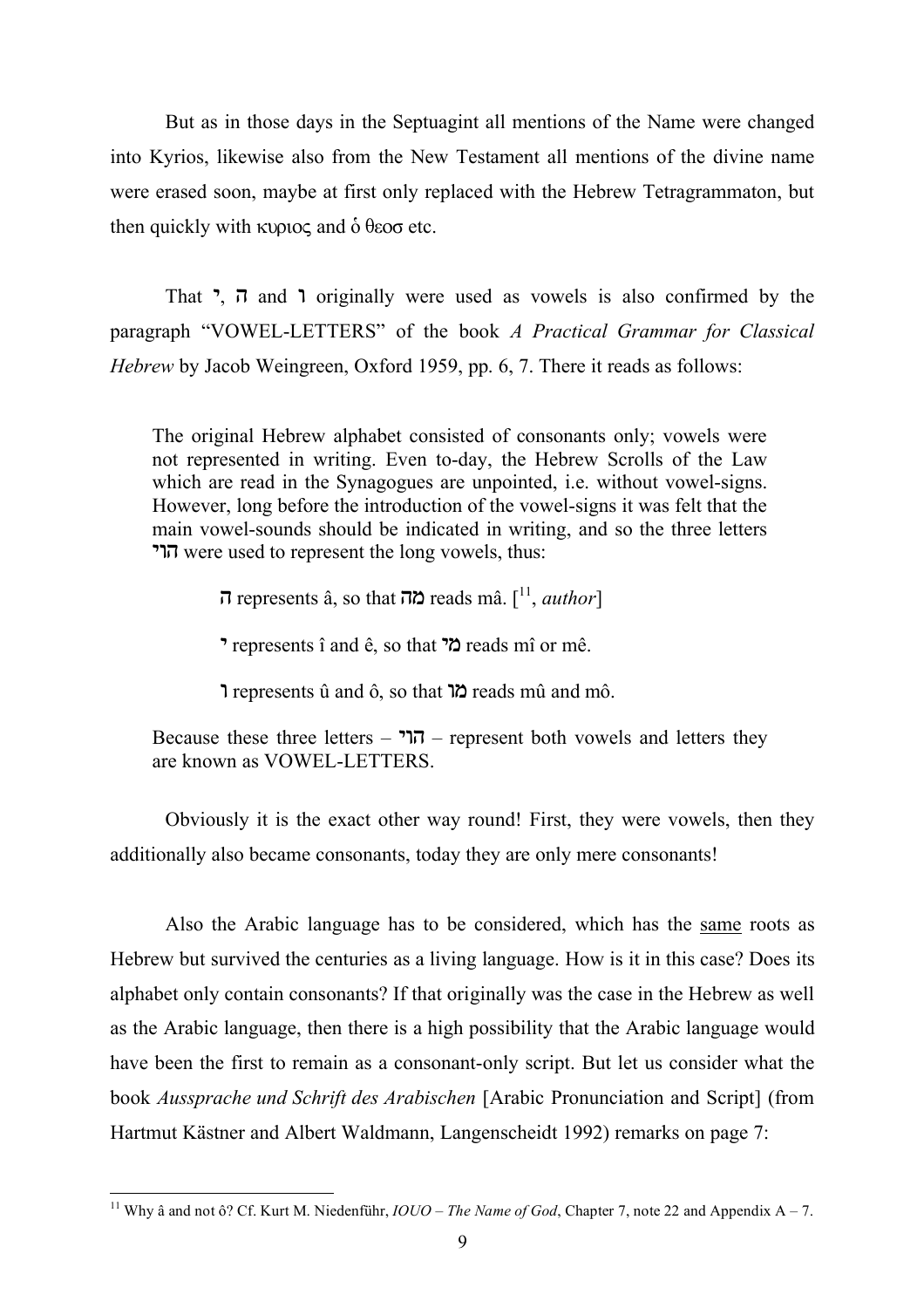But as in those days in the Septuagint all mentions of the Name were changed into Kyrios, likewise also from the New Testament all mentions of the divine name were erased soon, maybe at first only replaced with the Hebrew Tetragrammaton, but then quickly with κυριος and ὁ θεοσ etc.

That י, ה and ו originally were used as vowels is also confirmed by the paragraph "VOWEL-LETTERS" of the book *A Practical Grammar for Classical Hebrew* by Jacob Weingreen, Oxford 1959, pp. 6, 7. There it reads as follows:

> The original Hebrew alphabet consisted of consonants only; vowels were not represented in writing. Even to-day, the Hebrew Scrolls of the Law which are read in the Synagogues are unpointed, i.e. without vowel-signs. However, long before the introduction of the vowel-signs it was felt that the main vowel-sounds should be indicated in writing, and so the three letters הוי were used to represent the long vowels, thus:
>
> ה represents â, so that מה reads mâ. [[11], *author*]
>
> י represents î and ê, so that מי reads mî or mê.
>
> ו represents û and ô, so that מו reads mû and mô.
>
> Because these three letters – הוי – represent both vowels and letters they are known as VOWEL-LETTERS.

Obviously it is the exact other way round! First, they were vowels, then they additionally also became consonants, today they are only mere consonants!

Also the Arabic language has to be considered, which has the <u>same</u> roots as Hebrew but survived the centuries as a living language. How is it in this case? Does its alphabet only contain consonants? If that originally was the case in the Hebrew as well as the Arabic language, then there is a high possibility that the Arabic language would have been the first to remain as a consonant-only script. But let us consider what the book *Aussprache und Schrift des Arabischen* [Arabic Pronunciation and Script] (from Hartmut Kästner and Albert Waldmann, Langenscheidt 1992) remarks on page 7:

---

[11] Why â and not ô? Cf. Kurt M. Niedenführ, *IOUO – The Name of God*, Chapter 7, note 22 and Appendix A – 7.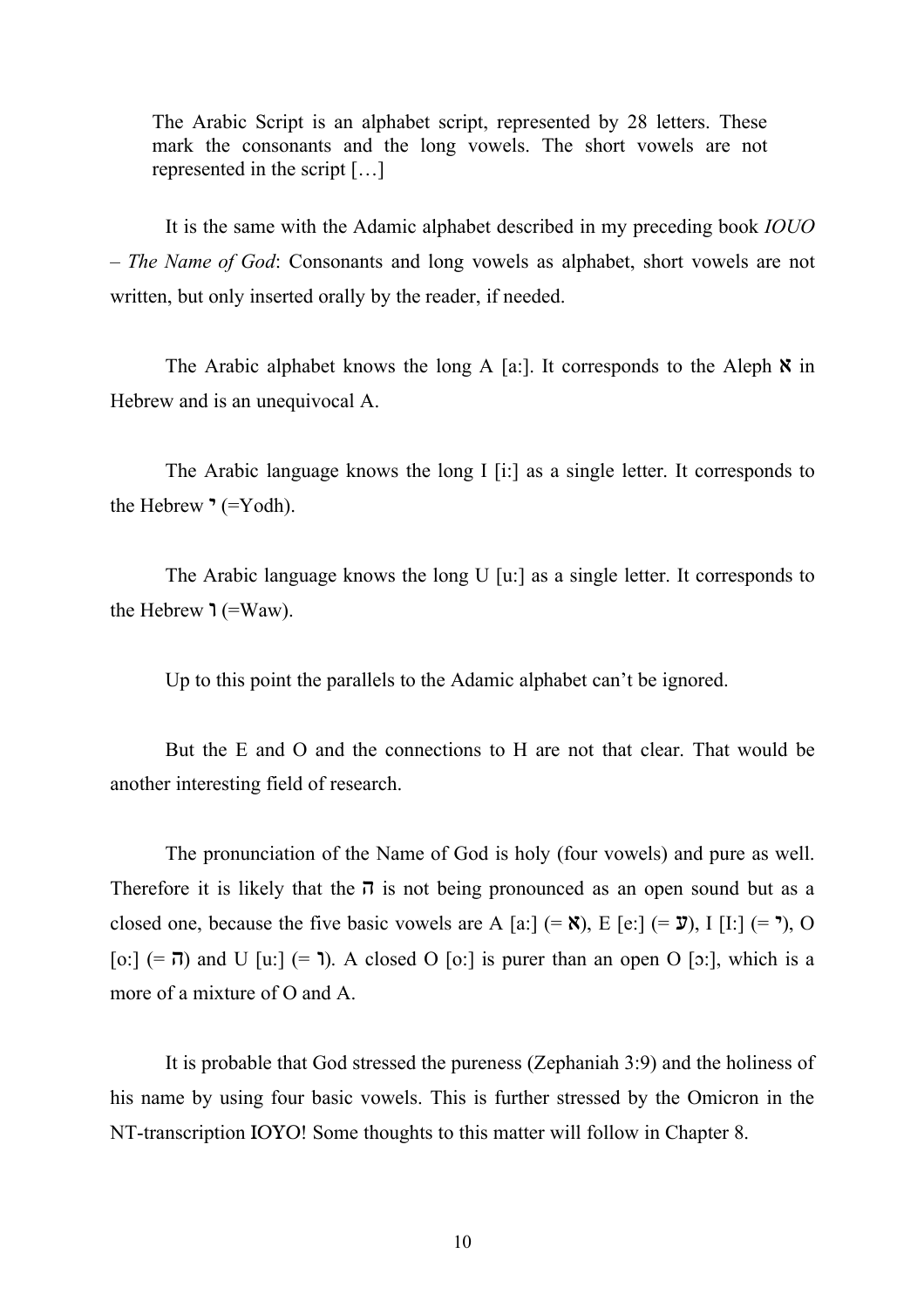> The Arabic Script is an alphabet script, represented by 28 letters. These mark the consonants and the long vowels. The short vowels are not represented in the script […]

It is the same with the Adamic alphabet described in my preceding book *IOUO – The Name of God*: Consonants and long vowels as alphabet, short vowels are not written, but only inserted orally by the reader, if needed.

The Arabic alphabet knows the long A [a:]. It corresponds to the Aleph א in Hebrew and is an unequivocal A.

The Arabic language knows the long I [i:] as a single letter. It corresponds to the Hebrew י (=Yodh).

The Arabic language knows the long U [u:] as a single letter. It corresponds to the Hebrew ו (=Waw).

Up to this point the parallels to the Adamic alphabet can't be ignored.

But the E and O and the connections to H are not that clear. That would be another interesting field of research.

The pronunciation of the Name of God is holy (four vowels) and pure as well. Therefore it is likely that the ה is not being pronounced as an open sound but as a closed one, because the five basic vowels are A [a:] (= א), E [e:] (= ע), I [I:] (= י), O [o:] (= ה) and U [u:] (= ו). A closed O [o:] is purer than an open O [ɔ:], which is a more of a mixture of O and A.

It is probable that God stressed the pureness (Zephaniah 3:9) and the holiness of his name by using four basic vowels. This is further stressed by the Omicron in the NT-transcription IOYO! Some thoughts to this matter will follow in Chapter 8.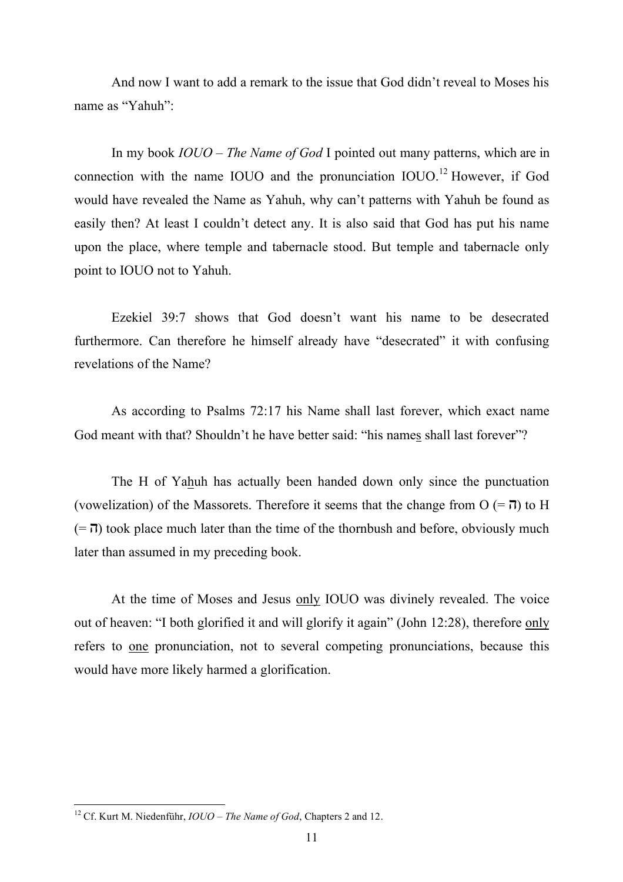And now I want to add a remark to the issue that God didn't reveal to Moses his name as "Yahuh":

In my book *IOUO – The Name of God* I pointed out many patterns, which are in connection with the name IOUO and the pronunciation IOUO.[12] However, if God would have revealed the Name as Yahuh, why can't patterns with Yahuh be found as easily then? At least I couldn't detect any. It is also said that God has put his name upon the place, where temple and tabernacle stood. But temple and tabernacle only point to IOUO not to Yahuh.

Ezekiel 39:7 shows that God doesn't want his name to be desecrated furthermore. Can therefore he himself already have "desecrated" it with confusing revelations of the Name?

As according to Psalms 72:17 his Name shall last forever, which exact name God meant with that? Shouldn't he have better said: "his name<u>s</u> shall last forever"?

The H of Ya<u>h</u>uh has actually been handed down only since the punctuation (vowelization) of the Massorets. Therefore it seems that the change from O (= ה) to H (= ה) took place much later than the time of the thornbush and before, obviously much later than assumed in my preceding book.

At the time of Moses and Jesus <u>only</u> IOUO was divinely revealed. The voice out of heaven: "I both glorified it and will glorify it again" (John 12:28), therefore <u>only</u> refers to <u>one</u> pronunciation, not to several competing pronunciations, because this would have more likely harmed a glorification.

---

[12] Cf. Kurt M. Niedenführ, *IOUO – The Name of God*, Chapters 2 and 12.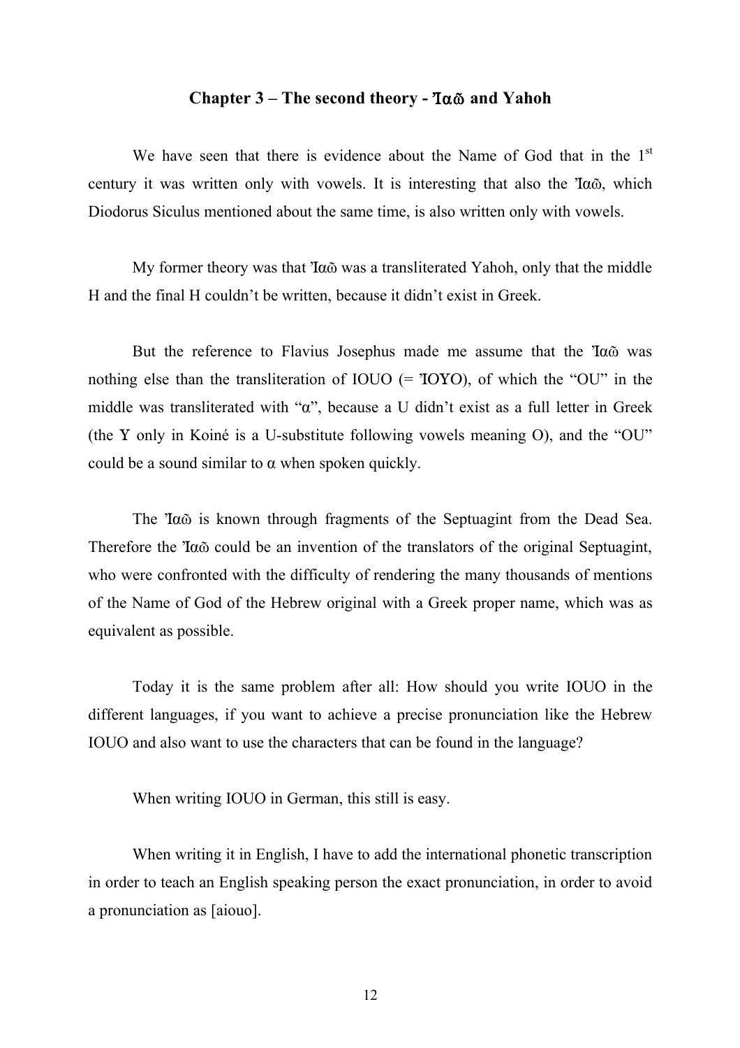## Chapter 3 – The second theory - Ἰαῶ and Yahoh

We have seen that there is evidence about the Name of God that in the 1st century it was written only with vowels. It is interesting that also the Ἰαῶ, which Diodorus Siculus mentioned about the same time, is also written only with vowels.

My former theory was that Ἰαῶ was a transliterated Yahoh, only that the middle H and the final H couldn't be written, because it didn't exist in Greek.

But the reference to Flavius Josephus made me assume that the Ἰαῶ was nothing else than the transliteration of IOUO (= ἸΟΥΟ), of which the "OU" in the middle was transliterated with "α", because a U didn't exist as a full letter in Greek (the Y only in Koiné is a U-substitute following vowels meaning O), and the "OU" could be a sound similar to α when spoken quickly.

The Ἰαῶ is known through fragments of the Septuagint from the Dead Sea. Therefore the Ἰαῶ could be an invention of the translators of the original Septuagint, who were confronted with the difficulty of rendering the many thousands of mentions of the Name of God of the Hebrew original with a Greek proper name, which was as equivalent as possible.

Today it is the same problem after all: How should you write IOUO in the different languages, if you want to achieve a precise pronunciation like the Hebrew IOUO and also want to use the characters that can be found in the language?

When writing IOUO in German, this still is easy.

When writing it in English, I have to add the international phonetic transcription in order to teach an English speaking person the exact pronunciation, in order to avoid a pronunciation as [aiouo].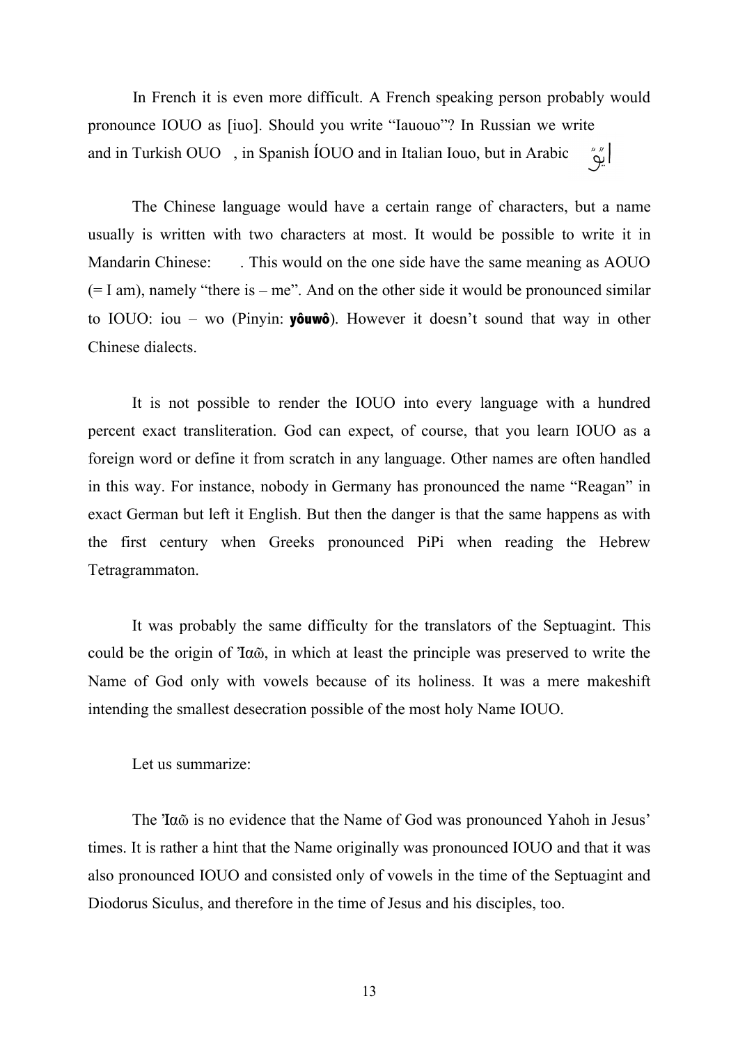In French it is even more difficult. A French speaking person probably would pronounce IOUO as [iuo]. Should you write "Iauouo"? In Russian we write and in Turkish OUO , in Spanish ÍOUO and in Italian Iouo, but in Arabic إيوُ

The Chinese language would have a certain range of characters, but a name usually is written with two characters at most. It would be possible to write it in Mandarin Chinese: . This would on the one side have the same meaning as AOUO (= I am), namely "there is – me". And on the other side it would be pronounced similar to IOUO: iou – wo (Pinyin: **yôuwô**). However it doesn't sound that way in other Chinese dialects.

It is not possible to render the IOUO into every language with a hundred percent exact transliteration. God can expect, of course, that you learn IOUO as a foreign word or define it from scratch in any language. Other names are often handled in this way. For instance, nobody in Germany has pronounced the name "Reagan" in exact German but left it English. But then the danger is that the same happens as with the first century when Greeks pronounced PiPi when reading the Hebrew Tetragrammaton.

It was probably the same difficulty for the translators of the Septuagint. This could be the origin of Ἰαῶ, in which at least the principle was preserved to write the Name of God only with vowels because of its holiness. It was a mere makeshift intending the smallest desecration possible of the most holy Name IOUO.

Let us summarize:

The Ἰαῶ is no evidence that the Name of God was pronounced Yahoh in Jesus' times. It is rather a hint that the Name originally was pronounced IOUO and that it was also pronounced IOUO and consisted only of vowels in the time of the Septuagint and Diodorus Siculus, and therefore in the time of Jesus and his disciples, too.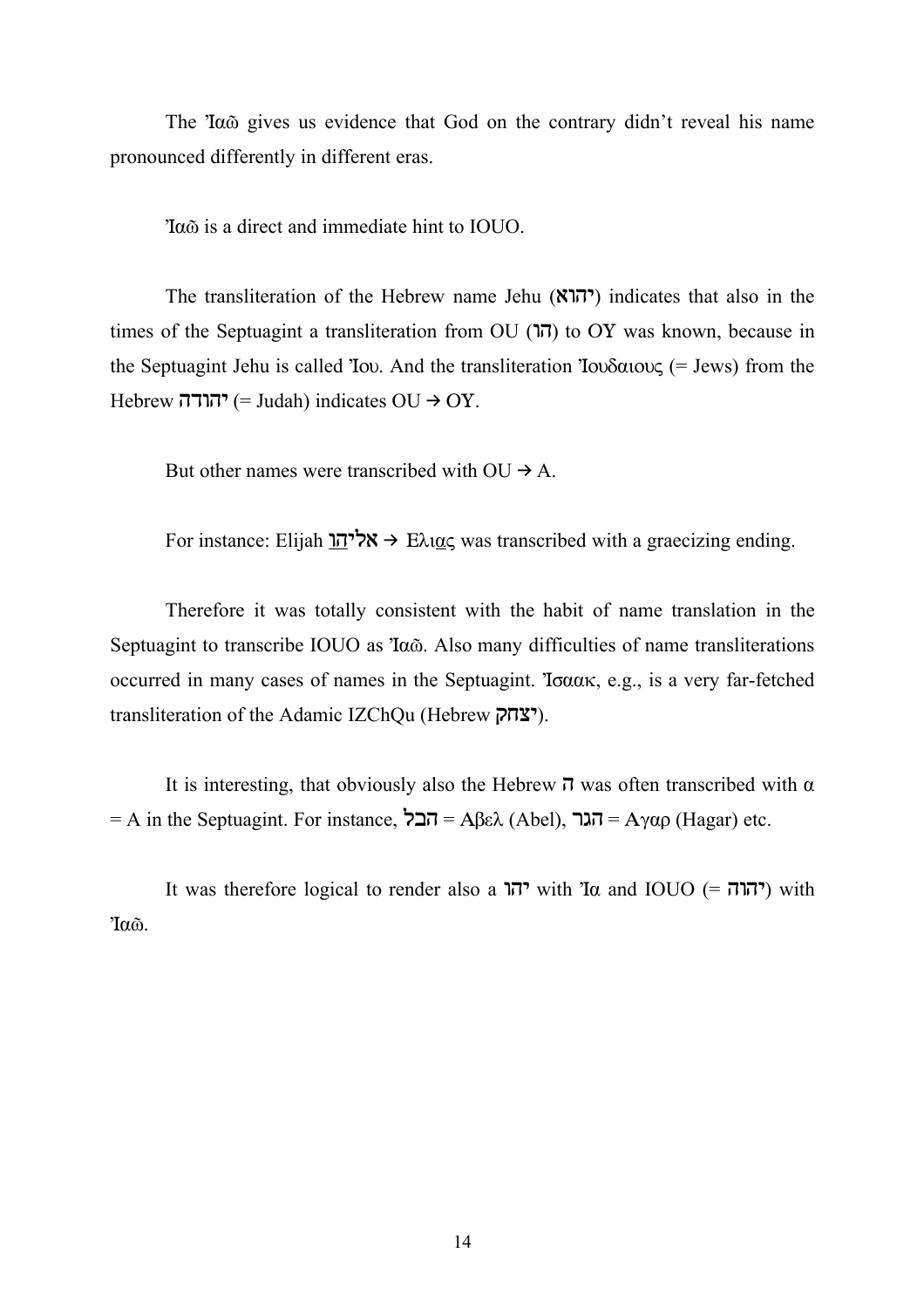The Ἰαῶ gives us evidence that God on the contrary didn't reveal his name pronounced differently in different eras.

Ἰαῶ is a direct and immediate hint to IOUO.

The transliteration of the Hebrew name Jehu (יהוא) indicates that also in the times of the Septuagint a transliteration from OU (הו) to OY was known, because in the Septuagint Jehu is called Ἰου. And the transliteration Ἰουδαιους (= Jews) from the Hebrew יהודה (= Judah) indicates OU → OY.

But other names were transcribed with OU → A.

For instance: Elijah אליהו → Ελιας was transcribed with a graecizing ending.

Therefore it was totally consistent with the habit of name translation in the Septuagint to transcribe IOUO as Ἰαῶ. Also many difficulties of name transliterations occurred in many cases of names in the Septuagint. Ἰσαακ, e.g., is a very far-fetched transliteration of the Adamic IZChQu (Hebrew יצחק).

It is interesting, that obviously also the Hebrew ה was often transcribed with α = A in the Septuagint. For instance, הבל = Αβελ (Abel), הגר = Αγαρ (Hagar) etc.

It was therefore logical to render also a יהו with Ἰα and IOUO (= יהוה) with Ἰαῶ.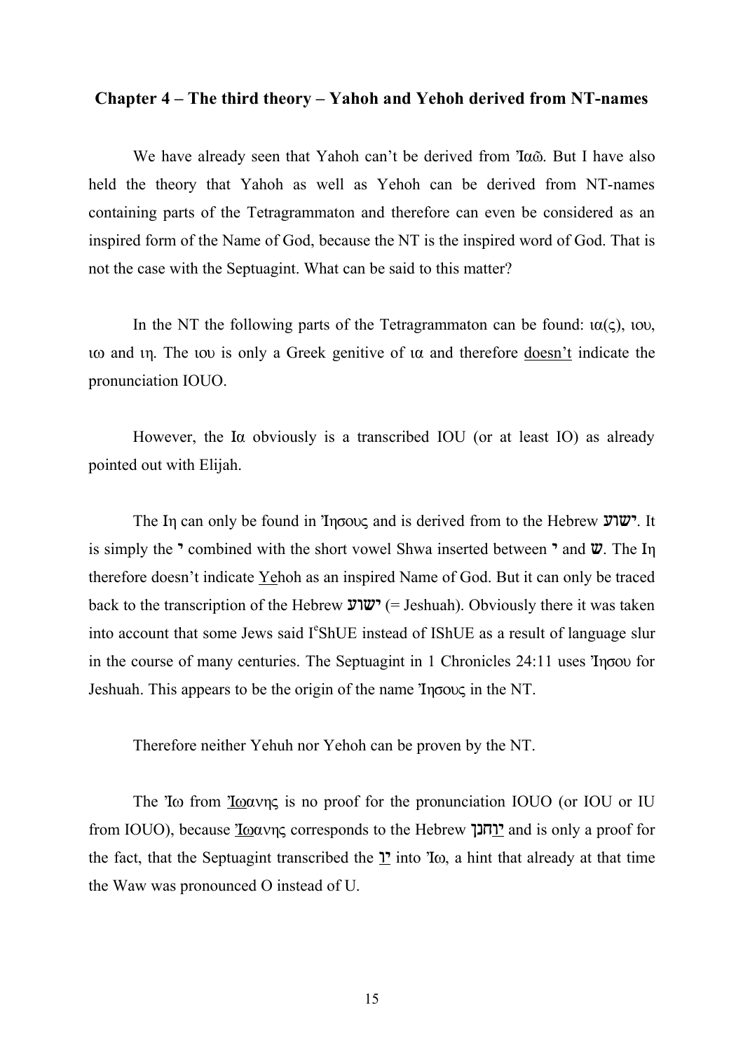**Chapter 4 – The third theory – Yahoh and Yehoh derived from NT-names**

We have already seen that Yahoh can't be derived from Ἰαῶ. But I have also held the theory that Yahoh as well as Yehoh can be derived from NT-names containing parts of the Tetragrammaton and therefore can even be considered as an inspired form of the Name of God, because the NT is the inspired word of God. That is not the case with the Septuagint. What can be said to this matter?

In the NT the following parts of the Tetragrammaton can be found: ια(ς), ιου, ιω and ιη. The ιου is only a Greek genitive of ια and therefore <u>doesn't</u> indicate the pronunciation IOUO.

However, the Ια obviously is a transcribed IOU (or at least IO) as already pointed out with Elijah.

The Ιη can only be found in Ἰησους and is derived from to the Hebrew **ישוע**. It is simply the **י** combined with the short vowel Shwa inserted between **י** and **ש**. The Ιη therefore doesn't indicate <u>Ye</u>hoh as an inspired Name of God. But it can only be traced back to the transcription of the Hebrew **ישוע** (= Jeshuah). Obviously there it was taken into account that some Jews said I[e]ShUE instead of IShUE as a result of language slur in the course of many centuries. The Septuagint in 1 Chronicles 24:11 uses Ἰησου for Jeshuah. This appears to be the origin of the name Ἰησους in the NT.

Therefore neither Yehuh nor Yehoh can be proven by the NT.

The Ἰω from <u>Ἰω</u>ανης is no proof for the pronunciation IOUO (or IOU or IU from IOUO), because <u>Ἰω</u>ανης corresponds to the Hebrew **<u>יו</u>חנן** and is only a proof for the fact, that the Septuagint transcribed the **<u>יו</u>** into Ἰω, a hint that already at that time the Waw was pronounced O instead of U.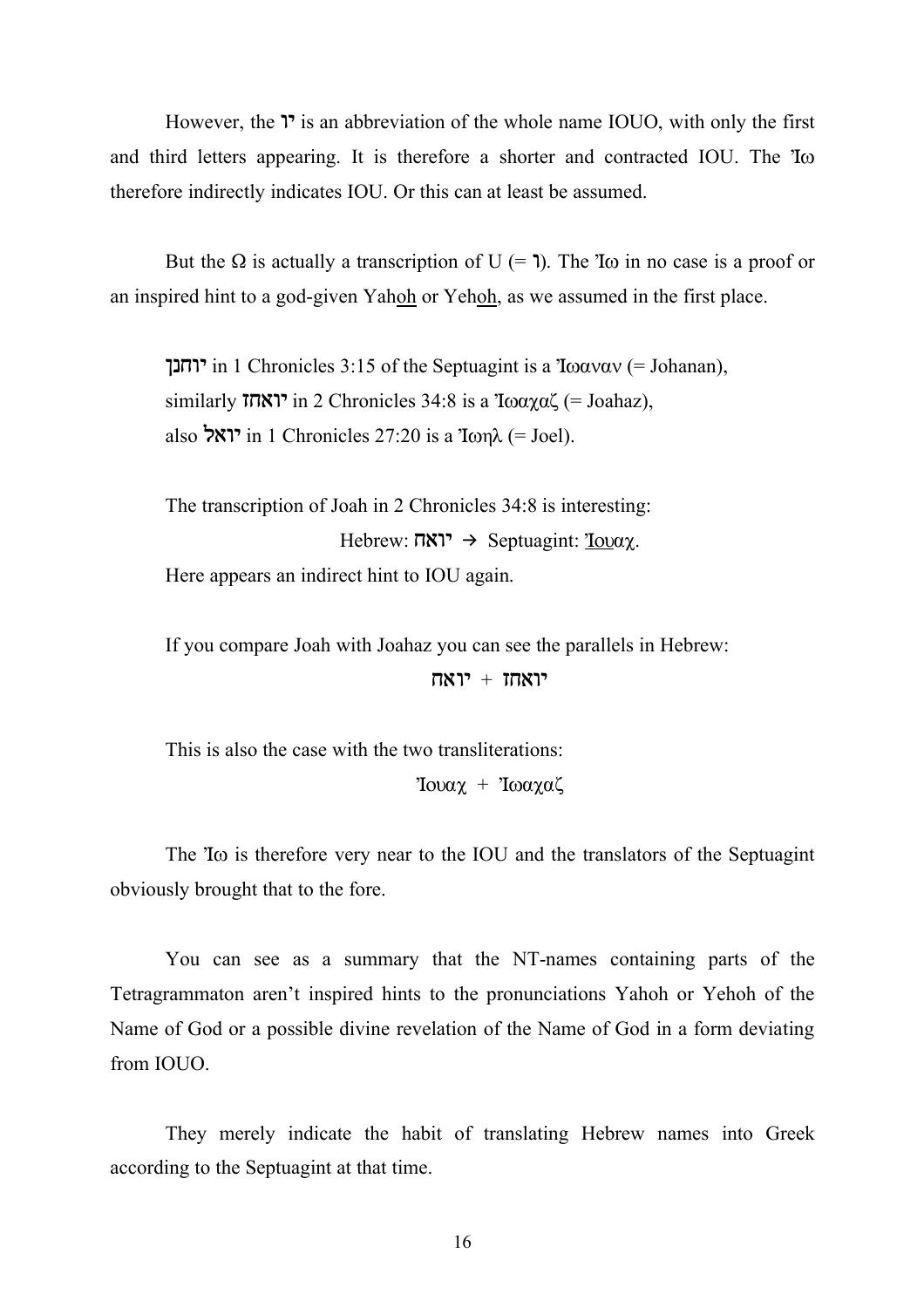However, the יו is an abbreviation of the whole name IOUO, with only the first and third letters appearing. It is therefore a shorter and contracted IOU. The Ἰω therefore indirectly indicates IOU. Or this can at least be assumed.

But the Ω is actually a transcription of U (= ו). The Ἰω in no case is a proof or an inspired hint to a god-given Yah<u>oh</u> or Yeh<u>oh</u>, as we assumed in the first place.

> יוחנן in 1 Chronicles 3:15 of the Septuagint is a Ἰωαναν (= Johanan),
> similarly יואחז in 2 Chronicles 34:8 is a Ἰωαχαζ (= Joahaz),
> also יואל in 1 Chronicles 27:20 is a Ἰωηλ (= Joel).

The transcription of Joah in 2 Chronicles 34:8 is interesting:

Hebrew: יואח → Septuagint: <u>Ἰου</u>αχ.

Here appears an indirect hint to IOU again.

If you compare Joah with Joahaz you can see the parallels in Hebrew:

יואח + יואחז

This is also the case with the two transliterations:

Ἰουαχ + Ἰωαχαζ

The Ἰω is therefore very near to the IOU and the translators of the Septuagint obviously brought that to the fore.

You can see as a summary that the NT-names containing parts of the Tetragrammaton aren't inspired hints to the pronunciations Yahoh or Yehoh of the Name of God or a possible divine revelation of the Name of God in a form deviating from IOUO.

They merely indicate the habit of translating Hebrew names into Greek according to the Septuagint at that time.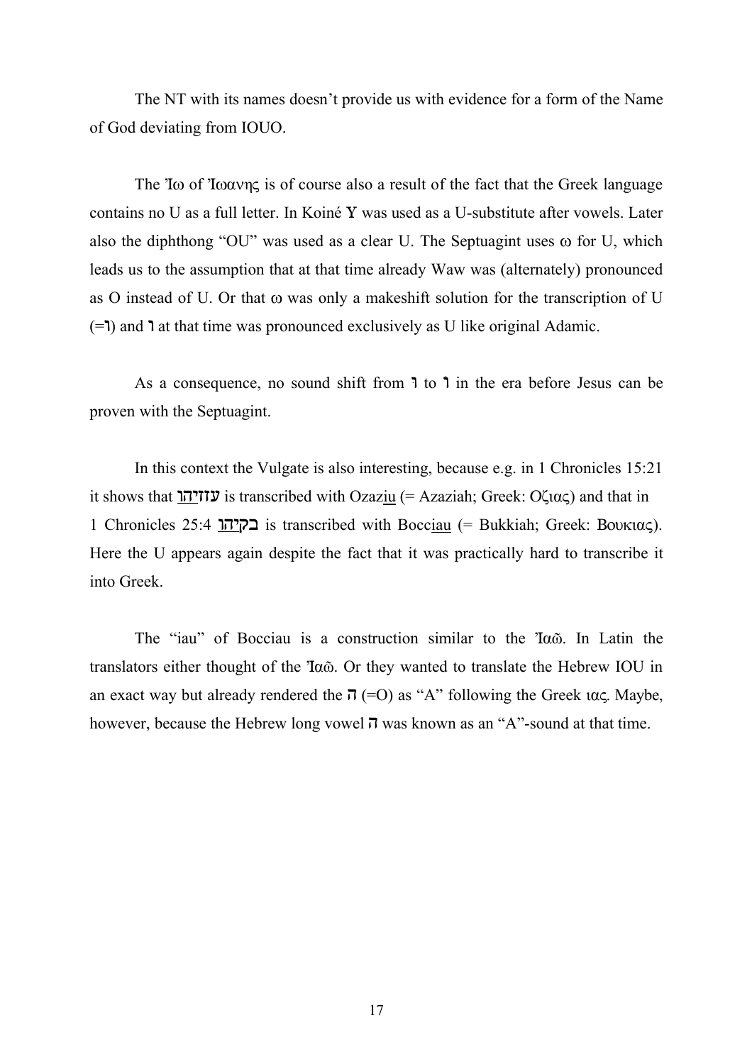The NT with its names doesn't provide us with evidence for a form of the Name of God deviating from IOUO.

The Ἰω of Ἰωανης is of course also a result of the fact that the Greek language contains no U as a full letter. In Koiné Υ was used as a U-substitute after vowels. Later also the diphthong "OU" was used as a clear U. The Septuagint uses ω for U, which leads us to the assumption that at that time already Waw was (alternately) pronounced as O instead of U. Or that ω was only a makeshift solution for the transcription of U (=וּ) and ו at that time was pronounced exclusively as U like original Adamic.

As a consequence, no sound shift from וּ to וֹ in the era before Jesus can be proven with the Septuagint.

In this context the Vulgate is also interesting, because e.g. in 1 Chronicles 15:21 it shows that עזיהו is transcribed with Ozaz<u>iu</u> (= Azaziah; Greek: Οζιας) and that in 1 Chronicles 25:4 בקיהו is transcribed with Bocc<u>iau</u> (= Bukkiah; Greek: Βουκιας). Here the U appears again despite the fact that it was practically hard to transcribe it into Greek.

The "iau" of Bocciau is a construction similar to the Ἰαῶ. In Latin the translators either thought of the Ἰαῶ. Or they wanted to translate the Hebrew IOU in an exact way but already rendered the ה (=O) as "A" following the Greek ιας. Maybe, however, because the Hebrew long vowel ה was known as an "A"-sound at that time.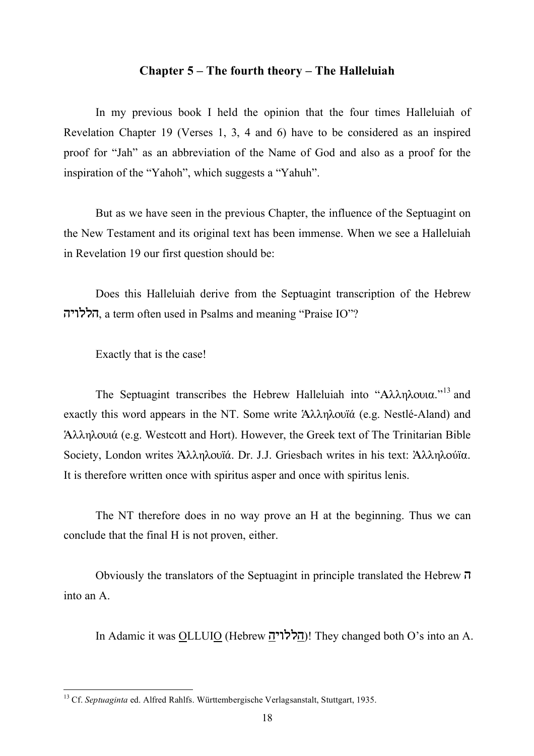### Chapter 5 – The fourth theory – The Halleluiah

In my previous book I held the opinion that the four times Halleluiah of Revelation Chapter 19 (Verses 1, 3, 4 and 6) have to be considered as an inspired proof for "Jah" as an abbreviation of the Name of God and also as a proof for the inspiration of the "Yahoh", which suggests a "Yahuh".

But as we have seen in the previous Chapter, the influence of the Septuagint on the New Testament and its original text has been immense. When we see a Halleluiah in Revelation 19 our first question should be:

Does this Halleluiah derive from the Septuagint transcription of the Hebrew הללויה, a term often used in Psalms and meaning "Praise IO"?

Exactly that is the case!

The Septuagint transcribes the Hebrew Halleluiah into "Αλληλουια."[13] and exactly this word appears in the NT. Some write Ἀλληλουϊά (e.g. Nestlé-Aland) and Ἀλληλουιά (e.g. Westcott and Hort). However, the Greek text of The Trinitarian Bible Society, London writes Ἀλληλουϊά. Dr. J.J. Griesbach writes in his text: Ἀλληλούϊα. It is therefore written once with spiritus asper and once with spiritus lenis.

The NT therefore does in no way prove an H at the beginning. Thus we can conclude that the final H is not proven, either.

Obviously the translators of the Septuagint in principle translated the Hebrew ה into an A.

In Adamic it was <u>O</u>LLUI<u>O</u> (Hebrew <u>ה</u>ללוי<u>ה</u>)! They changed both O's into an A.

---

[13] Cf. *Septuaginta* ed. Alfred Rahlfs. Württembergische Verlagsanstalt, Stuttgart, 1935.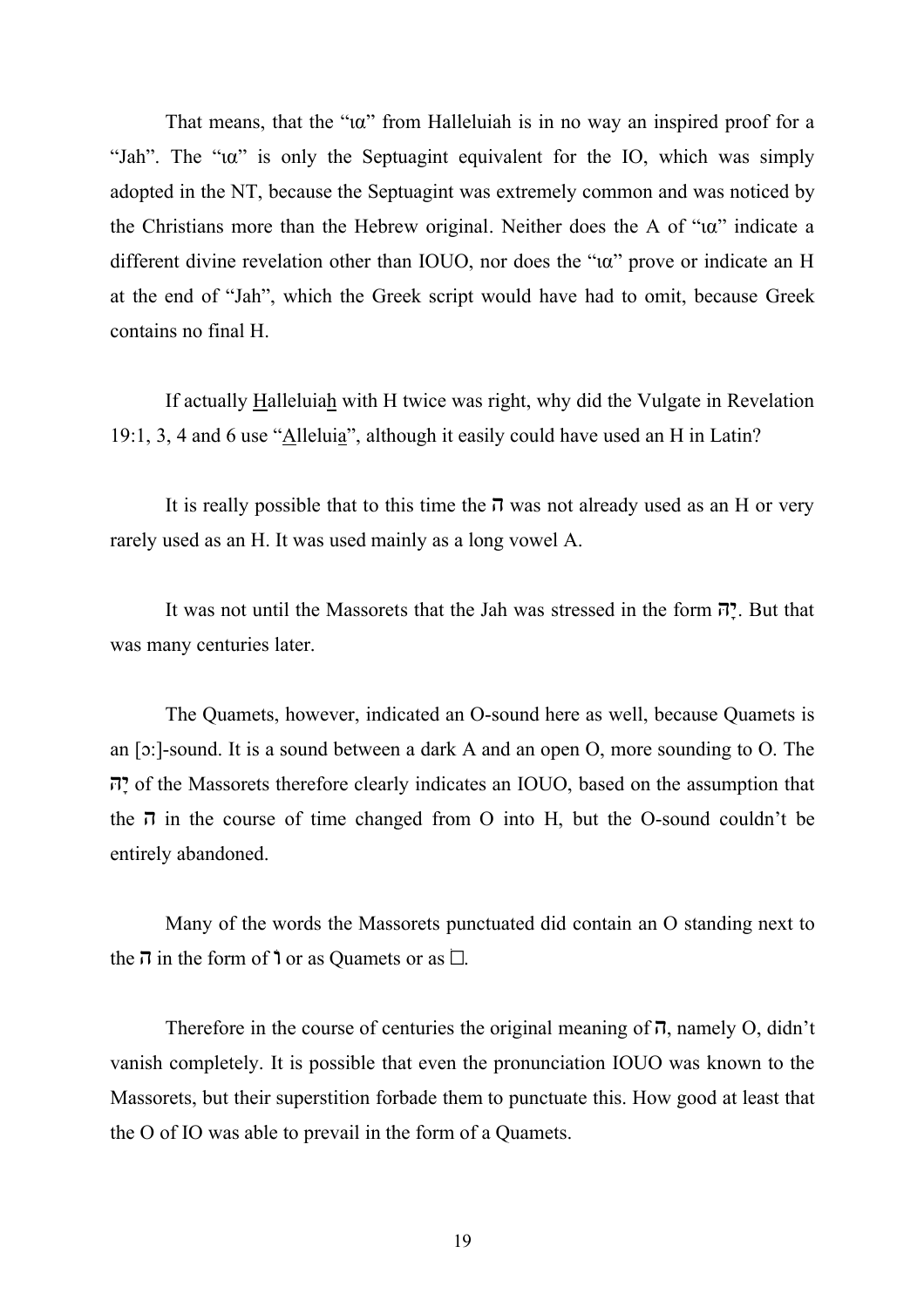That means, that the "ια" from Halleluiah is in no way an inspired proof for a "Jah". The "ια" is only the Septuagint equivalent for the IO, which was simply adopted in the NT, because the Septuagint was extremely common and was noticed by the Christians more than the Hebrew original. Neither does the A of "ια" indicate a different divine revelation other than IOUO, nor does the "ια" prove or indicate an H at the end of "Jah", which the Greek script would have had to omit, because Greek contains no final H.

If actually <u>H</u>alleluia<u>h</u> with H twice was right, why did the Vulgate in Revelation 19:1, 3, 4 and 6 use "<u>A</u>llelui<u>a</u>", although it easily could have used an H in Latin?

It is really possible that to this time the ה was not already used as an H or very rarely used as an H. It was used mainly as a long vowel A.

It was not until the Massorets that the Jah was stressed in the form יָה. But that was many centuries later.

The Quamets, however, indicated an O-sound here as well, because Quamets is an [ɔ:]-sound. It is a sound between a dark A and an open O, more sounding to O. The יָה of the Massorets therefore clearly indicates an IOUO, based on the assumption that the ה in the course of time changed from O into H, but the O-sound couldn't be entirely abandoned.

Many of the words the Massorets punctuated did contain an O standing next to the ה in the form of ו or as Quamets or as □.

Therefore in the course of centuries the original meaning of ה, namely O, didn't vanish completely. It is possible that even the pronunciation IOUO was known to the Massorets, but their superstition forbade them to punctuate this. How good at least that the O of IO was able to prevail in the form of a Quamets.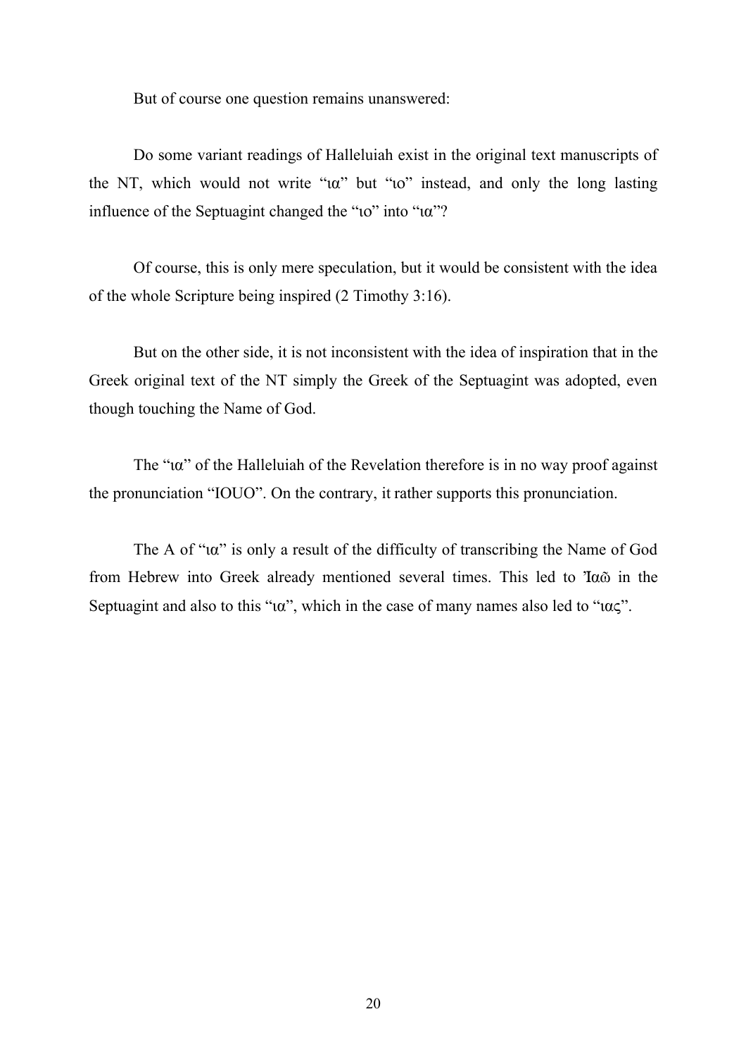But of course one question remains unanswered:

Do some variant readings of Halleluiah exist in the original text manuscripts of the NT, which would not write "ια" but "ιο" instead, and only the long lasting influence of the Septuagint changed the "ιο" into "ια"?

Of course, this is only mere speculation, but it would be consistent with the idea of the whole Scripture being inspired (2 Timothy 3:16).

But on the other side, it is not inconsistent with the idea of inspiration that in the Greek original text of the NT simply the Greek of the Septuagint was adopted, even though touching the Name of God.

The "ια" of the Halleluiah of the Revelation therefore is in no way proof against the pronunciation "IOUO". On the contrary, it rather supports this pronunciation.

The A of "ια" is only a result of the difficulty of transcribing the Name of God from Hebrew into Greek already mentioned several times. This led to Ἰαῶ in the Septuagint and also to this "ια", which in the case of many names also led to "ιας".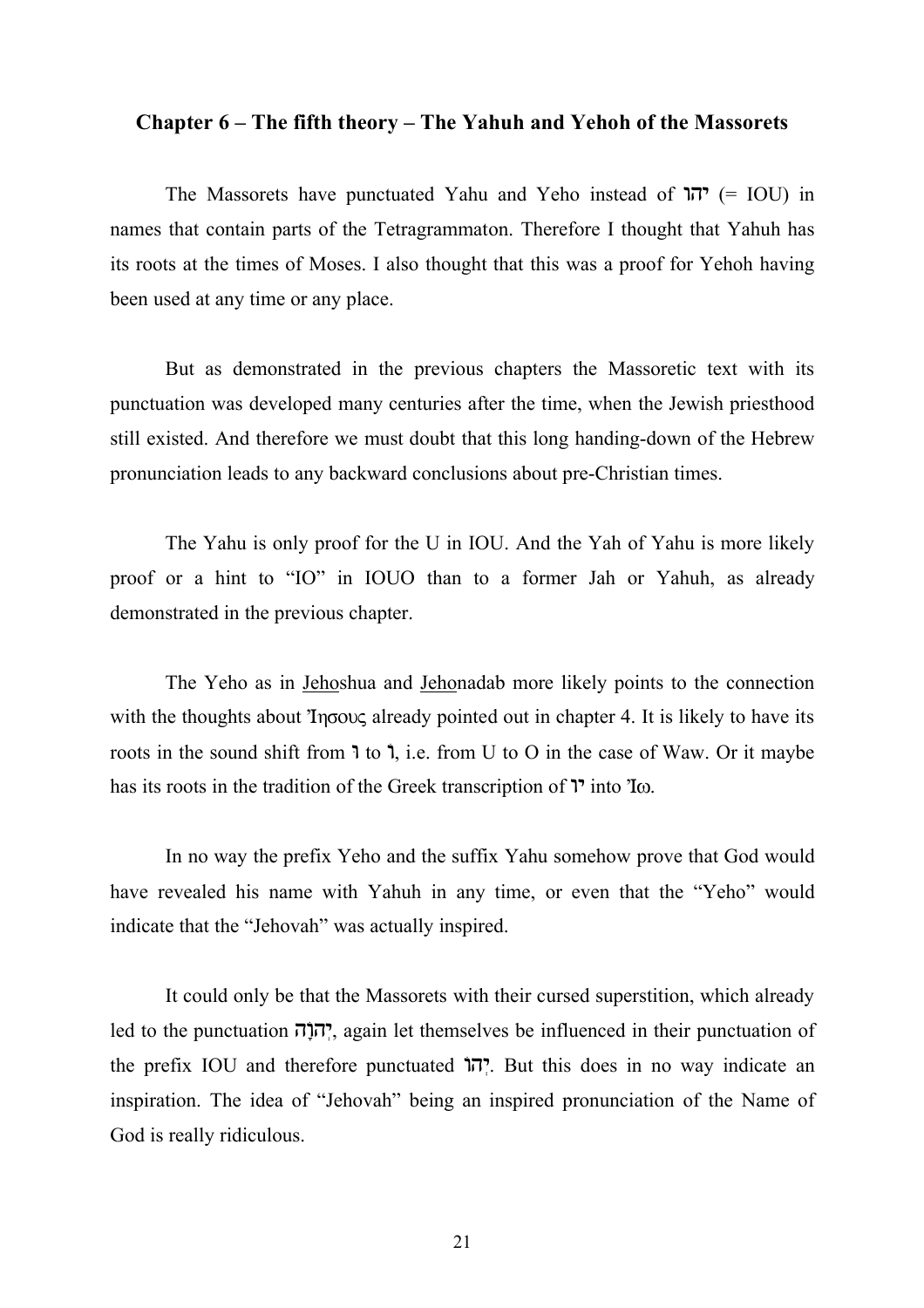### Chapter 6 – The fifth theory – The Yahuh and Yehoh of the Massorets

The Massorets have punctuated Yahu and Yeho instead of יהו (= IOU) in names that contain parts of the Tetragrammaton. Therefore I thought that Yahuh has its roots at the times of Moses. I also thought that this was a proof for Yehoh having been used at any time or any place.

But as demonstrated in the previous chapters the Massoretic text with its punctuation was developed many centuries after the time, when the Jewish priesthood still existed. And therefore we must doubt that this long handing-down of the Hebrew pronunciation leads to any backward conclusions about pre-Christian times.

The Yahu is only proof for the U in IOU. And the Yah of Yahu is more likely proof or a hint to "IO" in IOUO than to a former Jah or Yahuh, as already demonstrated in the previous chapter.

The Yeho as in <u>Jeho</u>shua and <u>Jeho</u>nadab more likely points to the connection with the thoughts about Ἰησους already pointed out in chapter 4. It is likely to have its roots in the sound shift from ו to וֹ, i.e. from U to O in the case of Waw. Or it maybe has its roots in the tradition of the Greek transcription of יו into Ἰω.

In no way the prefix Yeho and the suffix Yahu somehow prove that God would have revealed his name with Yahuh in any time, or even that the "Yeho" would indicate that the "Jehovah" was actually inspired.

It could only be that the Massorets with their cursed superstition, which already led to the punctuation יְהֹוָה, again let themselves be influenced in their punctuation of the prefix IOU and therefore punctuated יְהוֹ. But this does in no way indicate an inspiration. The idea of "Jehovah" being an inspired pronunciation of the Name of God is really ridiculous.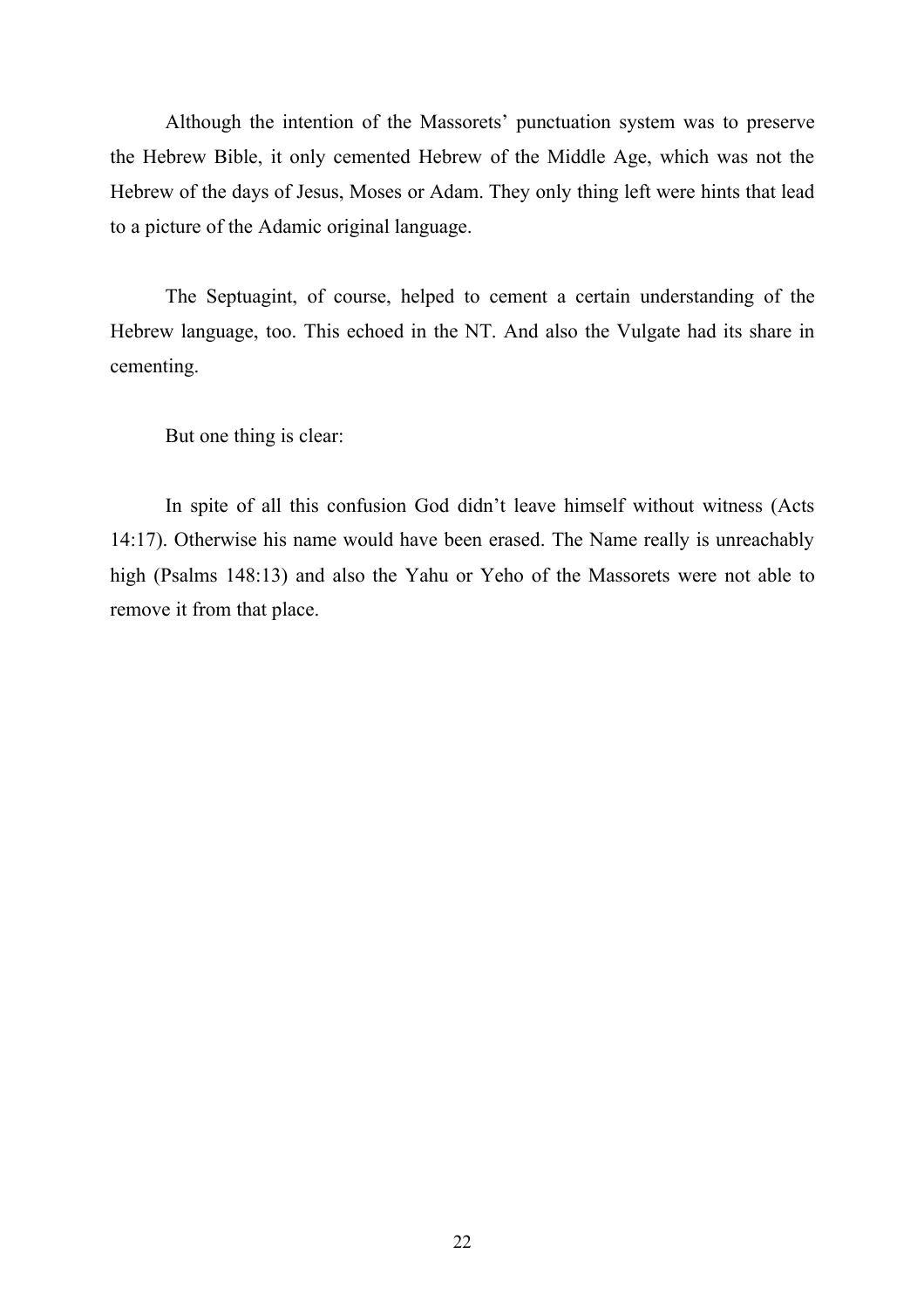Although the intention of the Massorets' punctuation system was to preserve the Hebrew Bible, it only cemented Hebrew of the Middle Age, which was not the Hebrew of the days of Jesus, Moses or Adam. They only thing left were hints that lead to a picture of the Adamic original language.

The Septuagint, of course, helped to cement a certain understanding of the Hebrew language, too. This echoed in the NT. And also the Vulgate had its share in cementing.

But one thing is clear:

In spite of all this confusion God didn't leave himself without witness (Acts 14:17). Otherwise his name would have been erased. The Name really is unreachably high (Psalms 148:13) and also the Yahu or Yeho of the Massorets were not able to remove it from that place.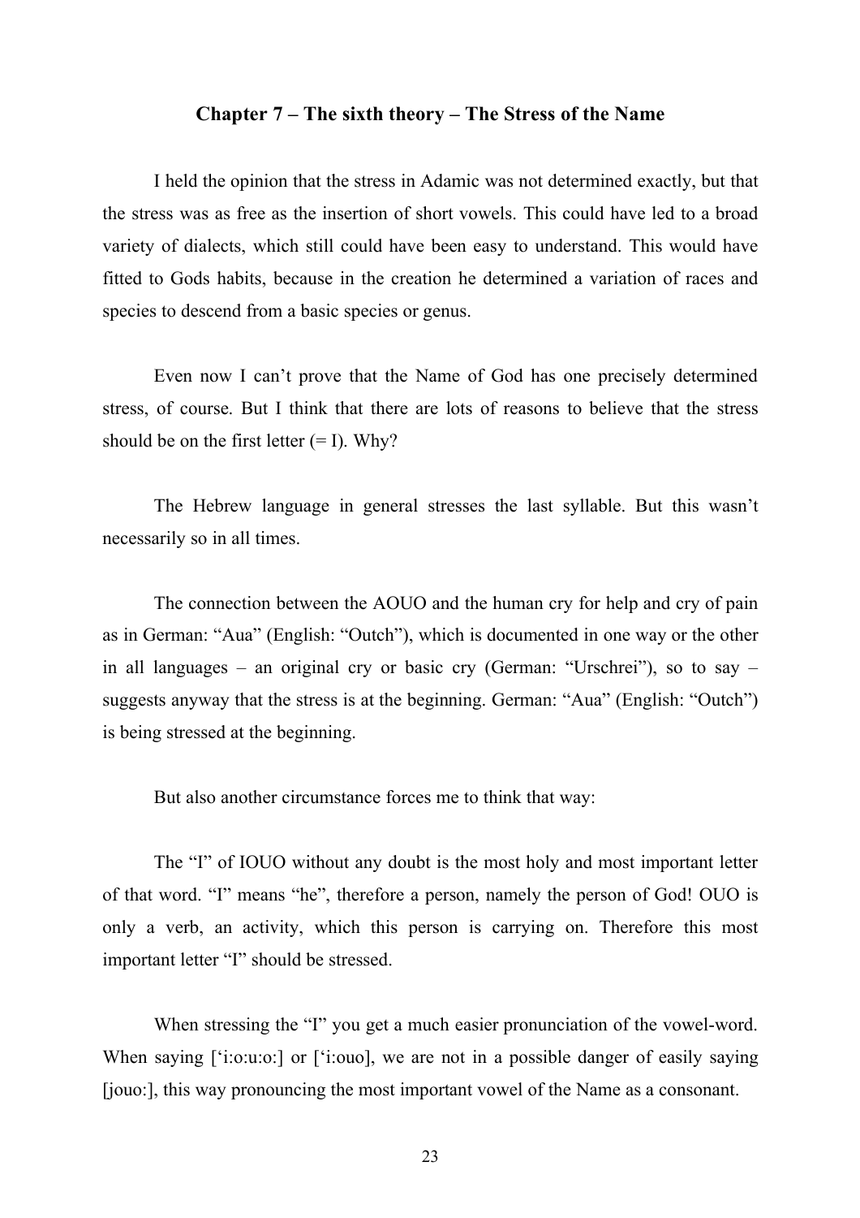## Chapter 7 – The sixth theory – The Stress of the Name

I held the opinion that the stress in Adamic was not determined exactly, but that the stress was as free as the insertion of short vowels. This could have led to a broad variety of dialects, which still could have been easy to understand. This would have fitted to Gods habits, because in the creation he determined a variation of races and species to descend from a basic species or genus.

Even now I can't prove that the Name of God has one precisely determined stress, of course. But I think that there are lots of reasons to believe that the stress should be on the first letter (= I). Why?

The Hebrew language in general stresses the last syllable. But this wasn't necessarily so in all times.

The connection between the AOUO and the human cry for help and cry of pain as in German: "Aua" (English: "Outch"), which is documented in one way or the other in all languages – an original cry or basic cry (German: "Urschrei"), so to say – suggests anyway that the stress is at the beginning. German: "Aua" (English: "Outch") is being stressed at the beginning.

But also another circumstance forces me to think that way:

The "I" of IOUO without any doubt is the most holy and most important letter of that word. "I" means "he", therefore a person, namely the person of God! OUO is only a verb, an activity, which this person is carrying on. Therefore this most important letter "I" should be stressed.

When stressing the "I" you get a much easier pronunciation of the vowel-word. When saying ['i:o:u:o:] or ['i:ouo], we are not in a possible danger of easily saying [jouo:], this way pronouncing the most important vowel of the Name as a consonant.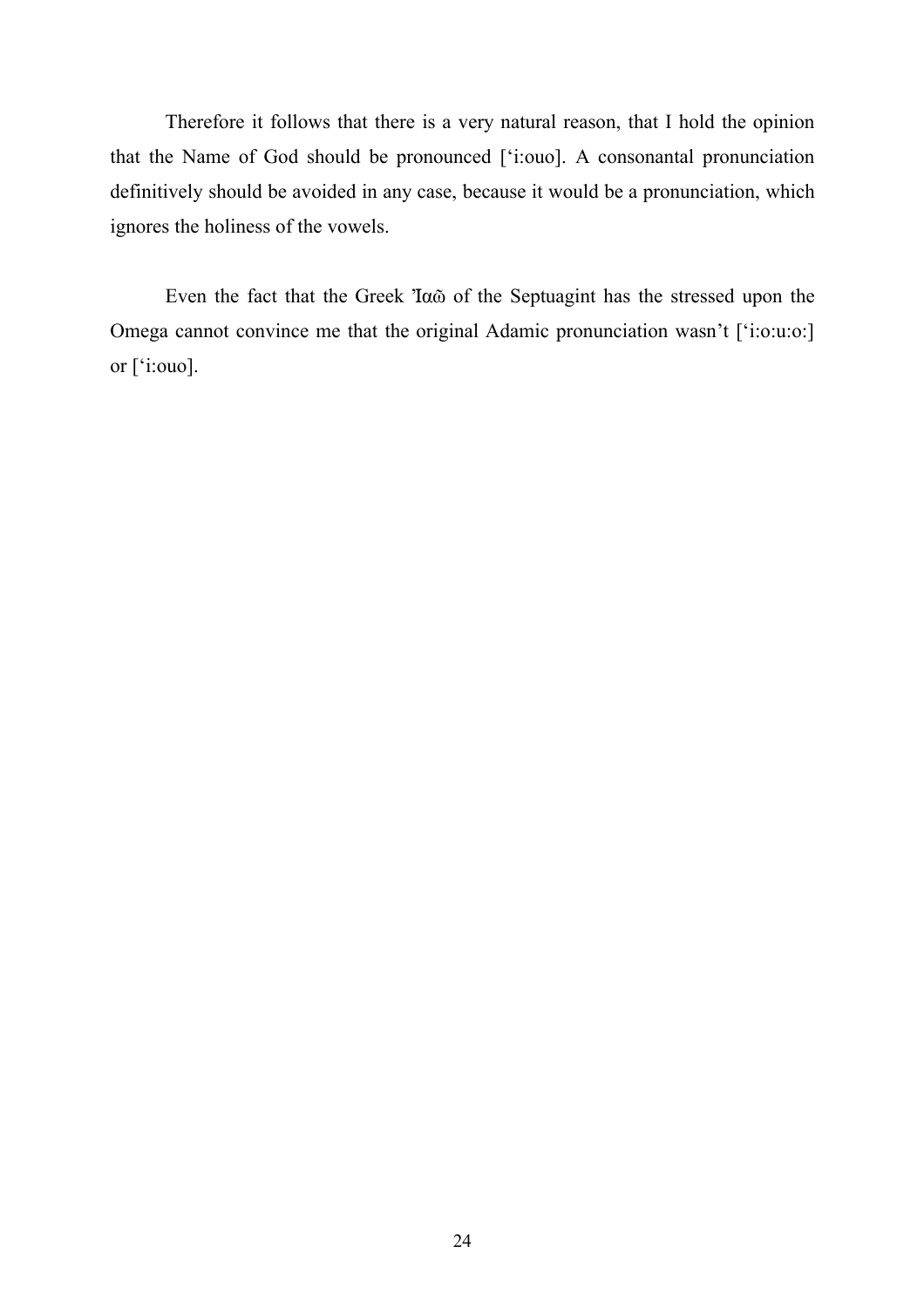Therefore it follows that there is a very natural reason, that I hold the opinion that the Name of God should be pronounced [‘i:ouo]. A consonantal pronunciation definitively should be avoided in any case, because it would be a pronunciation, which ignores the holiness of the vowels.

Even the fact that the Greek Ἰαῶ of the Septuagint has the stressed upon the Omega cannot convince me that the original Adamic pronunciation wasn’t [‘i:o:u:o:] or [‘i:ouo].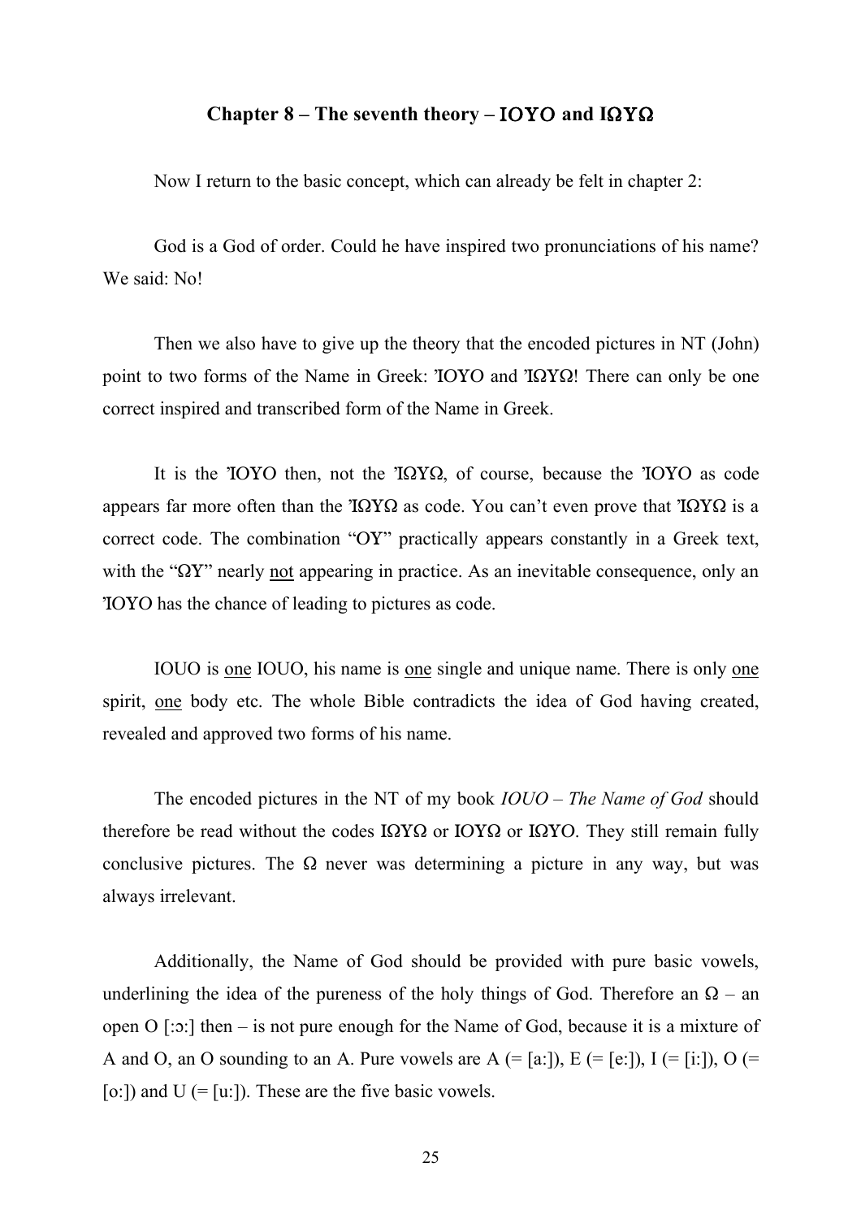## Chapter 8 – The seventh theory – ΙΟΥΟ and ΙΩΥΩ

Now I return to the basic concept, which can already be felt in chapter 2:

God is a God of order. Could he have inspired two pronunciations of his name? We said: No!

Then we also have to give up the theory that the encoded pictures in NT (John) point to two forms of the Name in Greek: ἾΟΥΟ and ἸΩΥΩ! There can only be one correct inspired and transcribed form of the Name in Greek.

It is the ἸΟΥΟ then, not the ἸΩΥΩ, of course, because the ἸΟΥΟ as code appears far more often than the ἸΩΥΩ as code. You can't even prove that ἸΩΥΩ is a correct code. The combination "ΟΥ" practically appears constantly in a Greek text, with the "ΩΥ" nearly <u>not</u> appearing in practice. As an inevitable consequence, only an ἸΟΥΟ has the chance of leading to pictures as code.

IOUO is <u>one</u> IOUO, his name is <u>one</u> single and unique name. There is only <u>one</u> spirit, <u>one</u> body etc. The whole Bible contradicts the idea of God having created, revealed and approved two forms of his name.

The encoded pictures in the NT of my book *IOUO – The Name of God* should therefore be read without the codes ΙΩΥΩ or ΙΟΥΩ or ΙΩΥΟ. They still remain fully conclusive pictures. The Ω never was determining a picture in any way, but was always irrelevant.

Additionally, the Name of God should be provided with pure basic vowels, underlining the idea of the pureness of the holy things of God. Therefore an Ω – an open O [:ɔ:] then – is not pure enough for the Name of God, because it is a mixture of A and O, an O sounding to an A. Pure vowels are A (= [a:]), E (= [e:]), I (= [i:]), O (= [o:]) and U (= [u:]). These are the five basic vowels.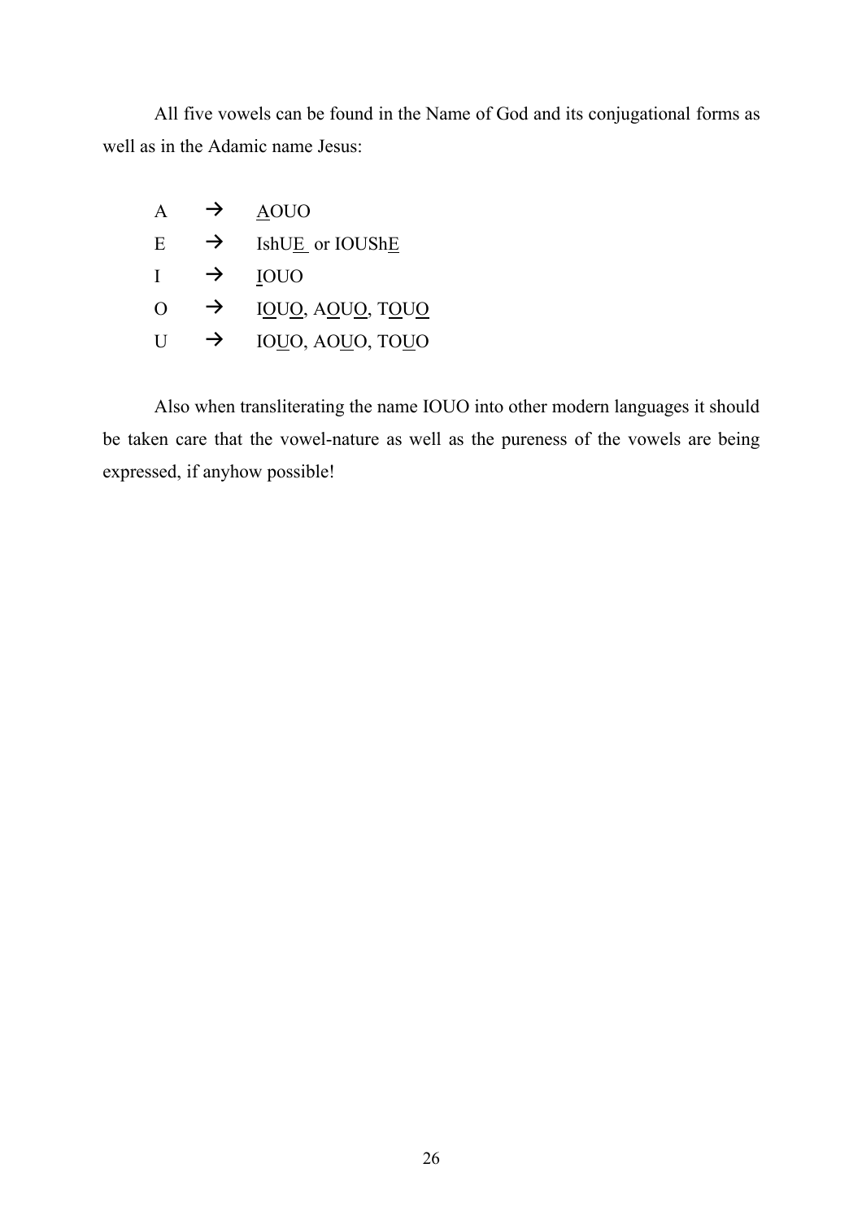All five vowels can be found in the Name of God and its conjugational forms as well as in the Adamic name Jesus:

A → <u>A</u>OUO
E → IshU<u>E</u> or IOUSh<u>E</u>
I → <u>I</u>OUO
O → I<u>O</u>U<u>O</u>, A<u>O</u>U<u>O</u>, T<u>O</u>U<u>O</u>
U → IO<u>U</u>O, AO<u>U</u>O, TO<u>U</u>O

Also when transliterating the name IOUO into other modern languages it should be taken care that the vowel-nature as well as the pureness of the vowels are being expressed, if anyhow possible!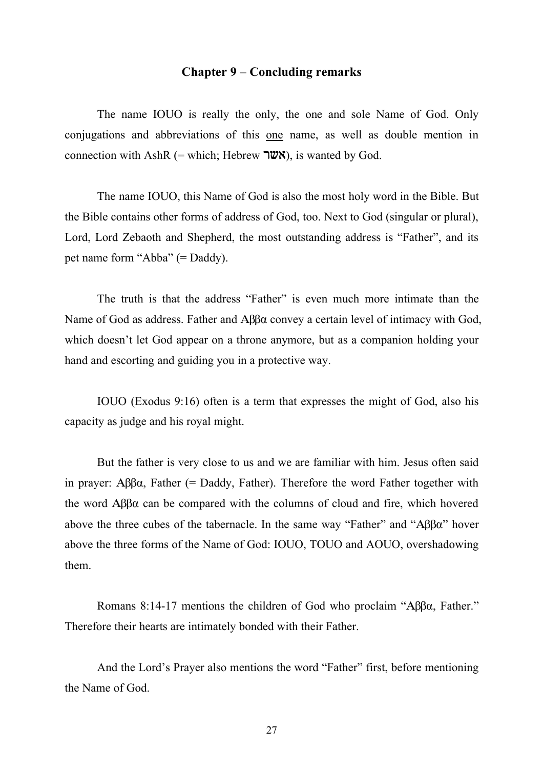## Chapter 9 – Concluding remarks

The name IOUO is really the only, the one and sole Name of God. Only conjugations and abbreviations of this <u>one</u> name, as well as double mention in connection with AshR (= which; Hebrew אשר), is wanted by God.

The name IOUO, this Name of God is also the most holy word in the Bible. But the Bible contains other forms of address of God, too. Next to God (singular or plural), Lord, Lord Zebaoth and Shepherd, the most outstanding address is "Father", and its pet name form "Abba" (= Daddy).

The truth is that the address "Father" is even much more intimate than the Name of God as address. Father and Αββα convey a certain level of intimacy with God, which doesn't let God appear on a throne anymore, but as a companion holding your hand and escorting and guiding you in a protective way.

IOUO (Exodus 9:16) often is a term that expresses the might of God, also his capacity as judge and his royal might.

But the father is very close to us and we are familiar with him. Jesus often said in prayer: Αββα, Father (= Daddy, Father). Therefore the word Father together with the word Αββα can be compared with the columns of cloud and fire, which hovered above the three cubes of the tabernacle. In the same way "Father" and "Αββα" hover above the three forms of the Name of God: IOUO, TOUO and AOUO, overshadowing them.

Romans 8:14-17 mentions the children of God who proclaim "Αββα, Father." Therefore their hearts are intimately bonded with their Father.

And the Lord's Prayer also mentions the word "Father" first, before mentioning the Name of God.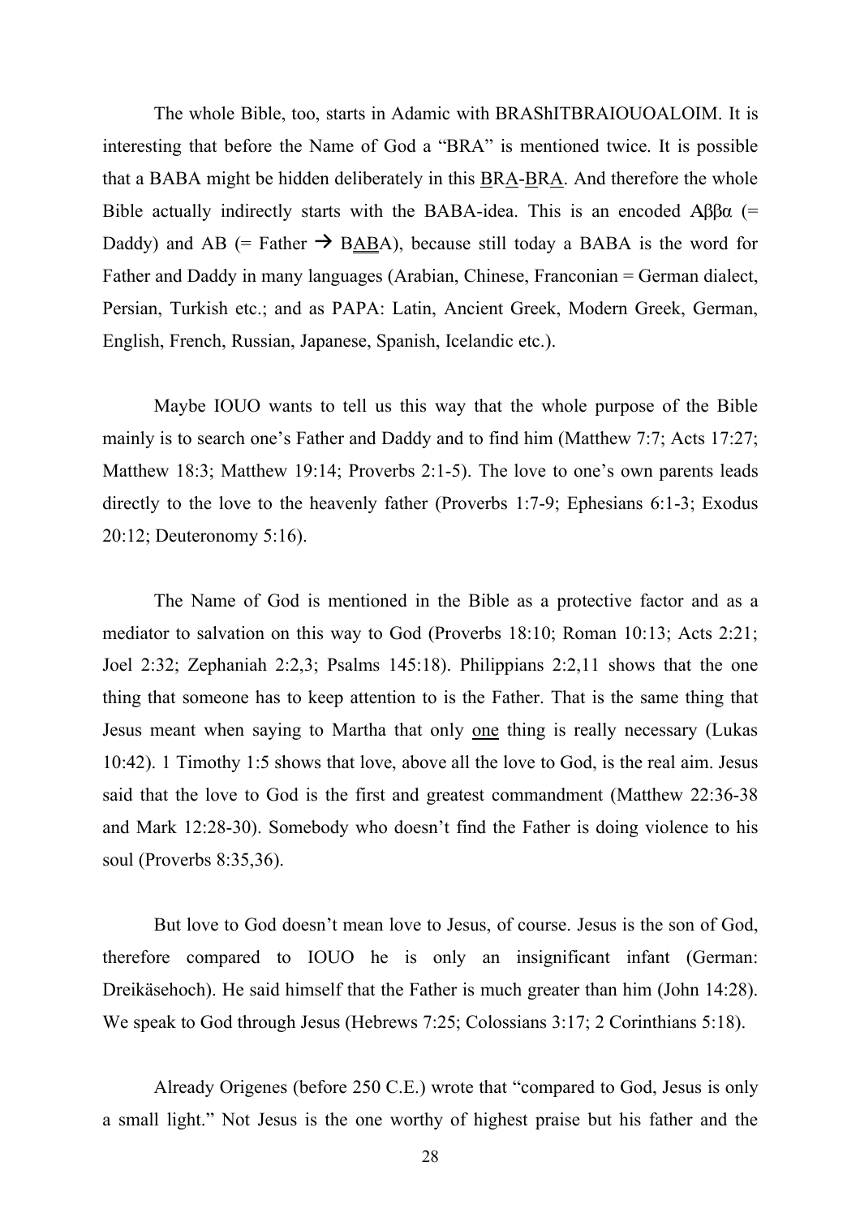The whole Bible, too, starts in Adamic with BRAShITBRAIOUOALOIM. It is interesting that before the Name of God a "BRA" is mentioned twice. It is possible that a BABA might be hidden deliberately in this <u>B</u>R<u>A</u>-<u>B</u>R<u>A</u>. And therefore the whole Bible actually indirectly starts with the BABA-idea. This is an encoded Αββα (= Daddy) and AB (= Father → B<u>AB</u>A), because still today a BABA is the word for Father and Daddy in many languages (Arabian, Chinese, Franconian = German dialect, Persian, Turkish etc.; and as PAPA: Latin, Ancient Greek, Modern Greek, German, English, French, Russian, Japanese, Spanish, Icelandic etc.).

Maybe IOUO wants to tell us this way that the whole purpose of the Bible mainly is to search one's Father and Daddy and to find him (Matthew 7:7; Acts 17:27; Matthew 18:3; Matthew 19:14; Proverbs 2:1-5). The love to one's own parents leads directly to the love to the heavenly father (Proverbs 1:7-9; Ephesians 6:1-3; Exodus 20:12; Deuteronomy 5:16).

The Name of God is mentioned in the Bible as a protective factor and as a mediator to salvation on this way to God (Proverbs 18:10; Roman 10:13; Acts 2:21; Joel 2:32; Zephaniah 2:2,3; Psalms 145:18). Philippians 2:2,11 shows that the one thing that someone has to keep attention to is the Father. That is the same thing that Jesus meant when saying to Martha that only <u>one</u> thing is really necessary (Lukas 10:42). 1 Timothy 1:5 shows that love, above all the love to God, is the real aim. Jesus said that the love to God is the first and greatest commandment (Matthew 22:36-38 and Mark 12:28-30). Somebody who doesn't find the Father is doing violence to his soul (Proverbs 8:35,36).

But love to God doesn't mean love to Jesus, of course. Jesus is the son of God, therefore compared to IOUO he is only an insignificant infant (German: Dreikäsehoch). He said himself that the Father is much greater than him (John 14:28). We speak to God through Jesus (Hebrews 7:25; Colossians 3:17; 2 Corinthians 5:18).

Already Origenes (before 250 C.E.) wrote that "compared to God, Jesus is only a small light." Not Jesus is the one worthy of highest praise but his father and the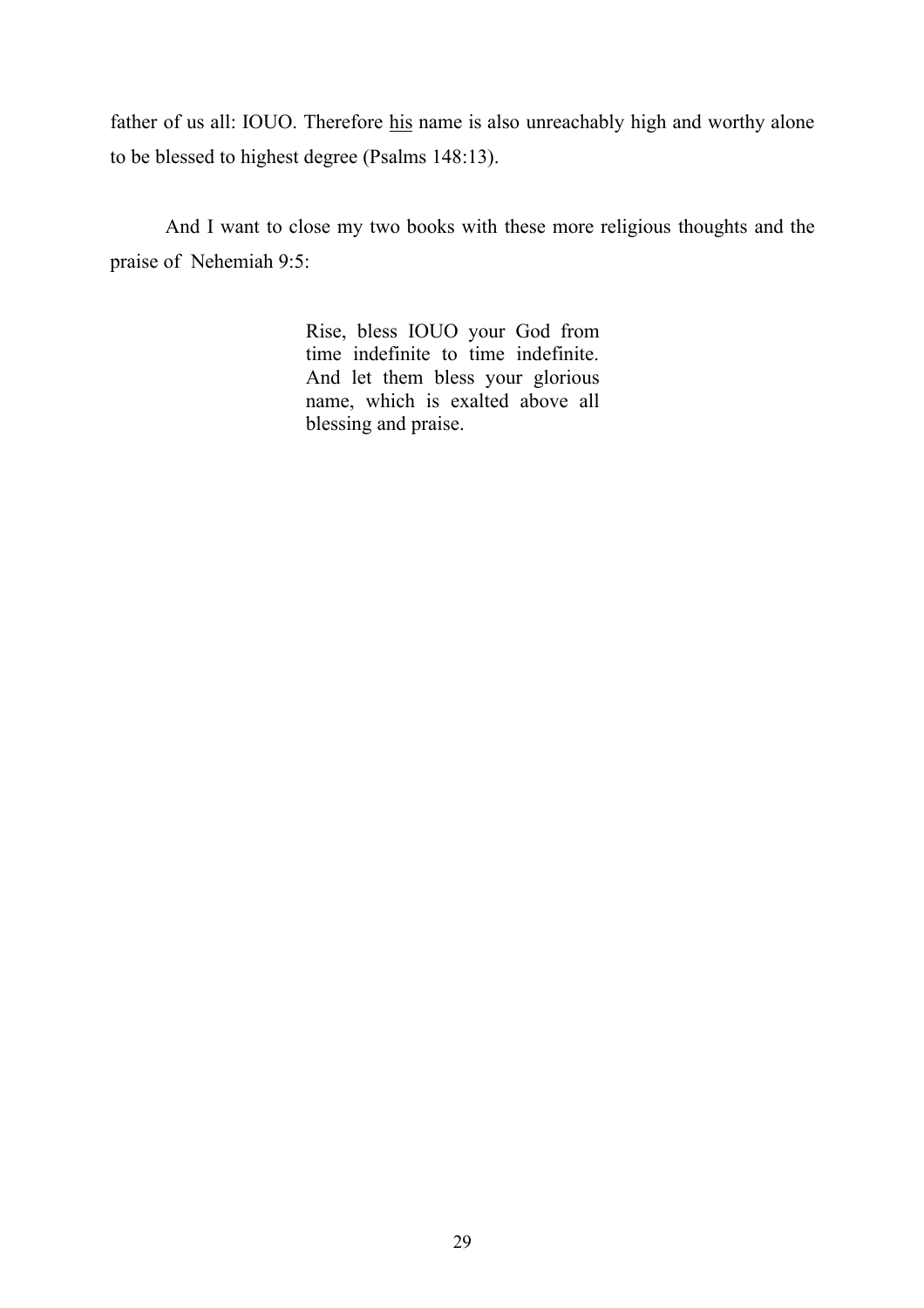father of us all: IOUO. Therefore <u>his</u> name is also unreachably high and worthy alone to be blessed to highest degree (Psalms 148:13).

And I want to close my two books with these more religious thoughts and the praise of Nehemiah 9:5:

> Rise, bless IOUO your God from time indefinite to time indefinite. And let them bless your glorious name, which is exalted above all blessing and praise.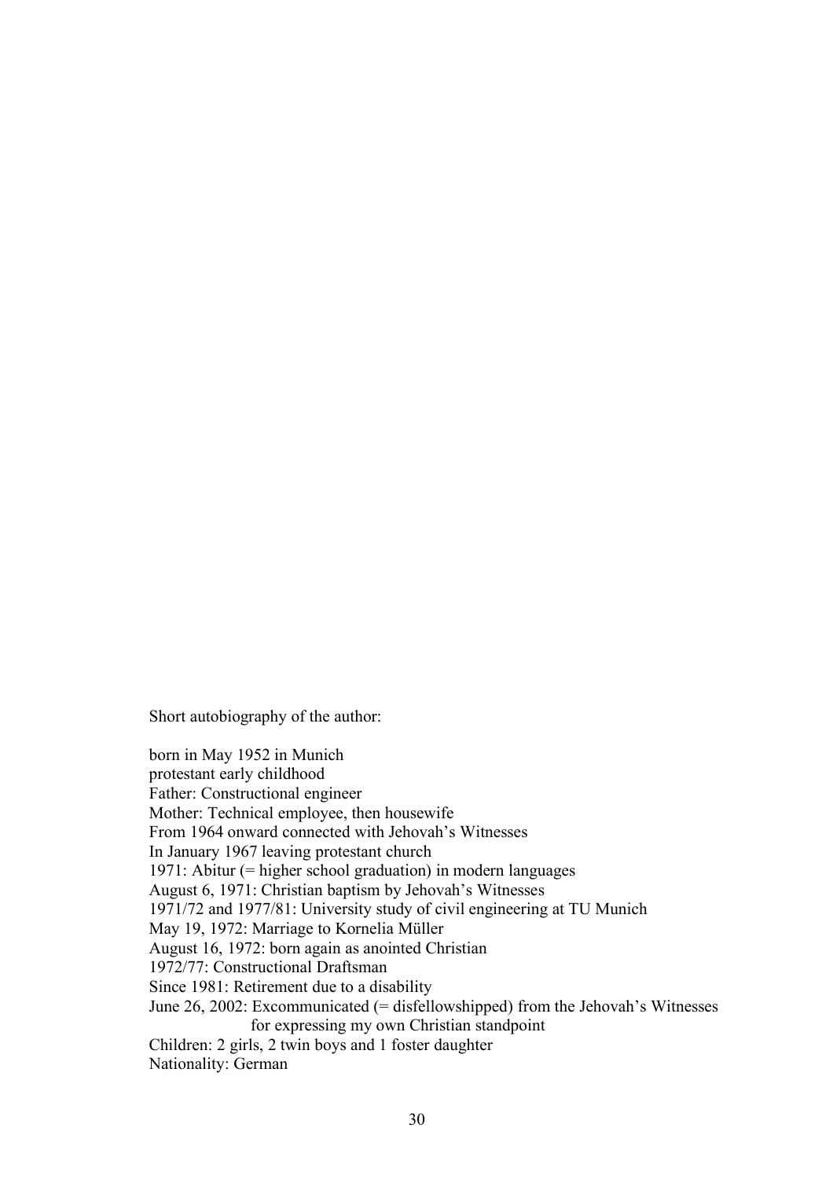Short autobiography of the author:

born in May 1952 in Munich
protestant early childhood
Father: Constructional engineer
Mother: Technical employee, then housewife
From 1964 onward connected with Jehovah's Witnesses
In January 1967 leaving protestant church
1971: Abitur (= higher school graduation) in modern languages
August 6, 1971: Christian baptism by Jehovah's Witnesses
1971/72 and 1977/81: University study of civil engineering at TU Munich
May 19, 1972: Marriage to Kornelia Müller
August 16, 1972: born again as anointed Christian
1972/77: Constructional Draftsman
Since 1981: Retirement due to a disability
June 26, 2002: Excommunicated (= disfellowshipped) from the Jehovah's Witnesses for expressing my own Christian standpoint
Children: 2 girls, 2 twin boys and 1 foster daughter
Nationality: German